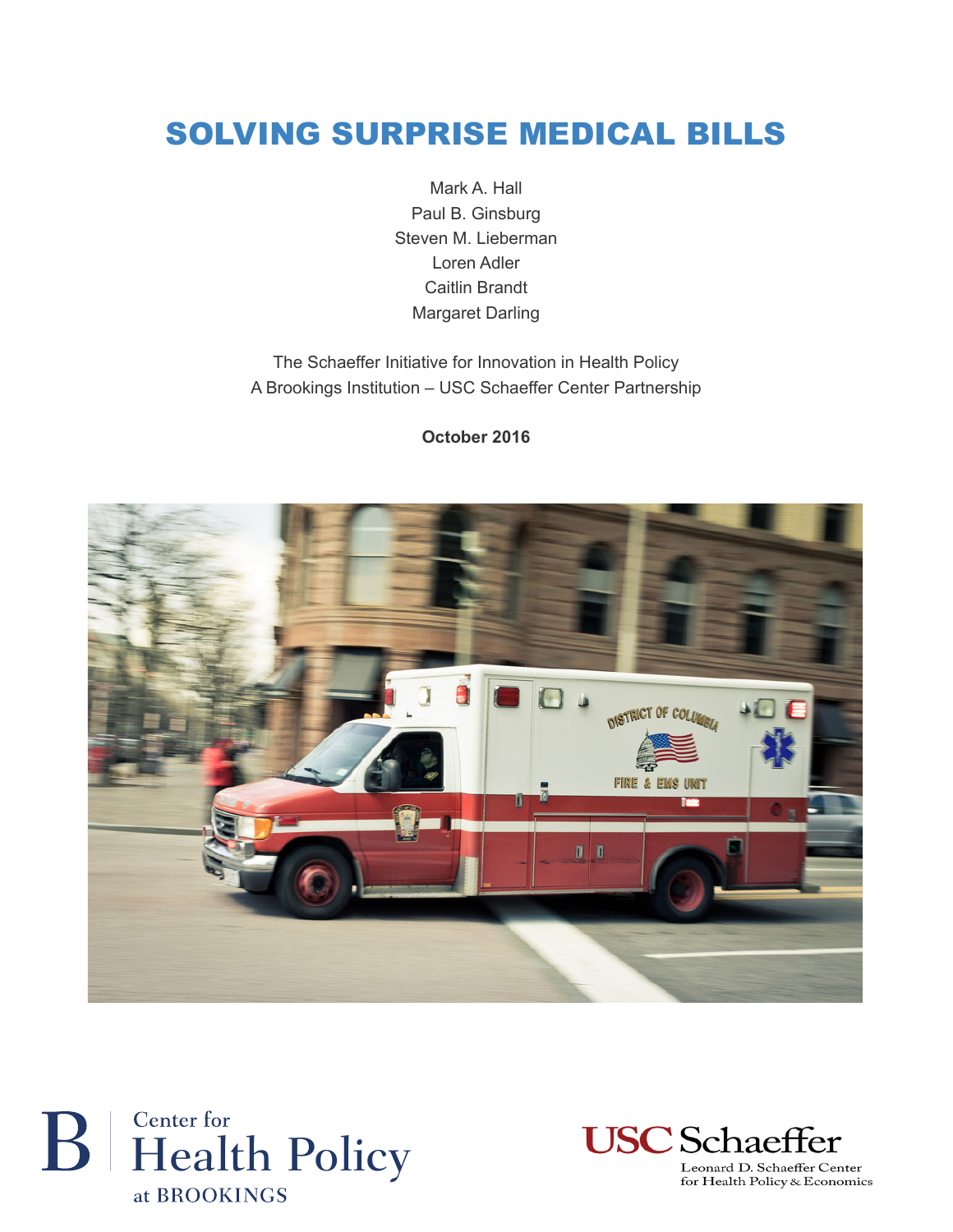# SOLVING SURPRISE MEDICAL BILLS

Mark A. Hall
Paul B. Ginsburg
Steven M. Lieberman
Loren Adler
Caitlin Brandt
Margaret Darling

The Schaeffer Initiative for Innovation in Health Policy
A Brookings Institution – USC Schaeffer Center Partnership

**October 2016**

Center for Health Policy at BROOKINGS

USC Schaeffer
Leonard D. Schaeffer Center for Health Policy & Economics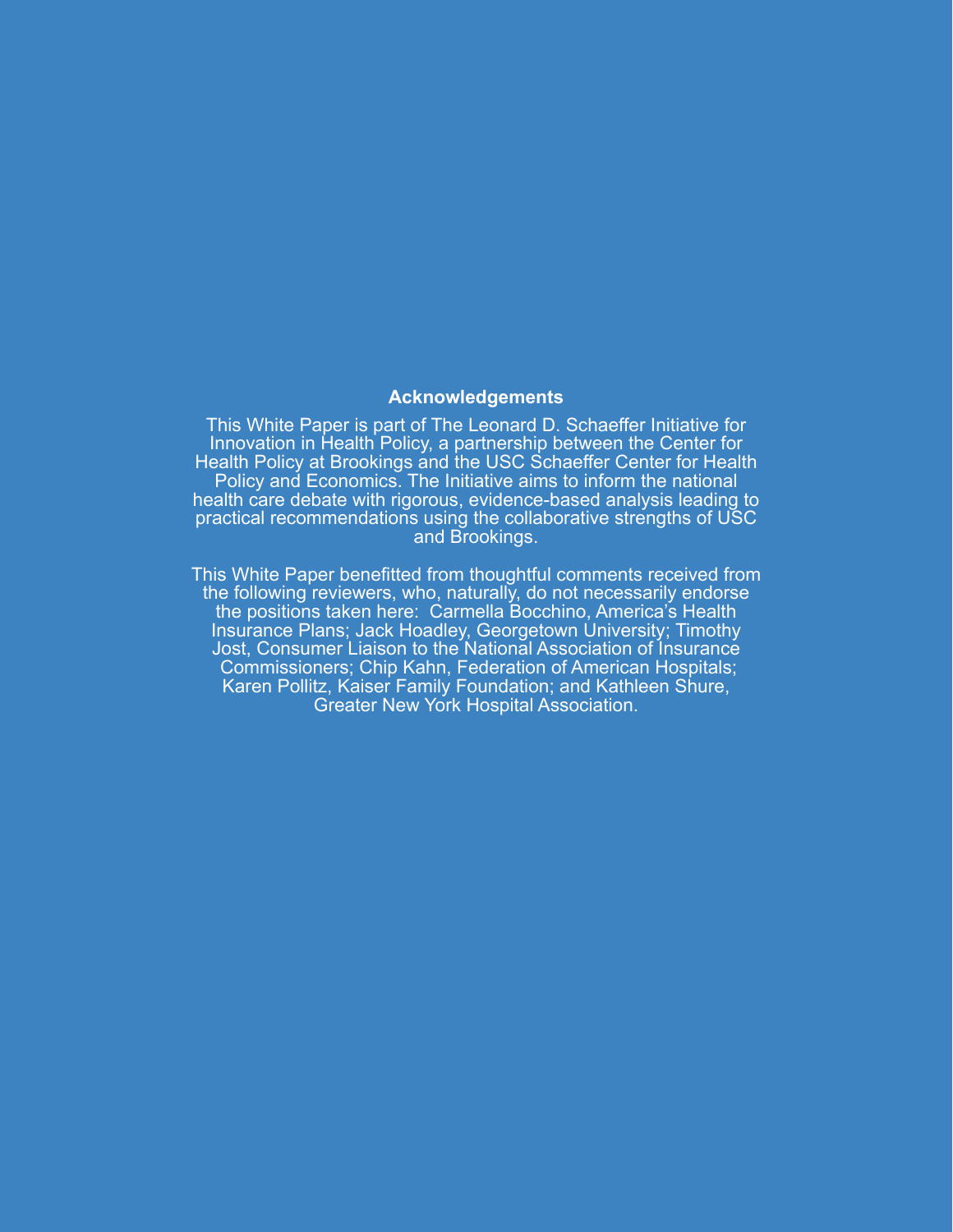## Acknowledgements

This White Paper is part of The Leonard D. Schaeffer Initiative for Innovation in Health Policy, a partnership between the Center for Health Policy at Brookings and the USC Schaeffer Center for Health Policy and Economics. The Initiative aims to inform the national health care debate with rigorous, evidence-based analysis leading to practical recommendations using the collaborative strengths of USC and Brookings.

This White Paper benefitted from thoughtful comments received from the following reviewers, who, naturally, do not necessarily endorse the positions taken here: Carmella Bocchino, America's Health Insurance Plans; Jack Hoadley, Georgetown University; Timothy Jost, Consumer Liaison to the National Association of Insurance Commissioners; Chip Kahn, Federation of American Hospitals; Karen Pollitz, Kaiser Family Foundation; and Kathleen Shure, Greater New York Hospital Association.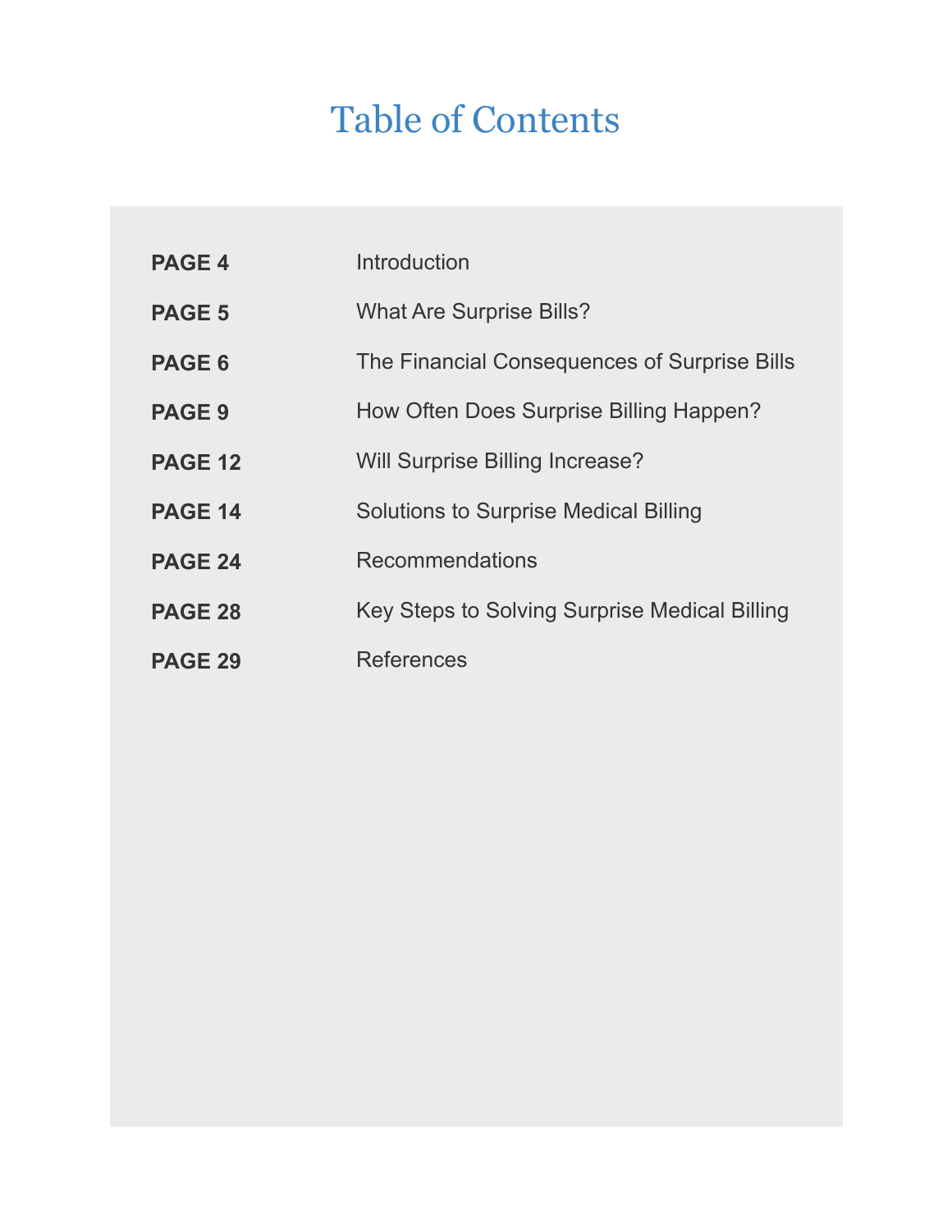# Table of Contents

| | |
|---|---|
| **PAGE 4** | Introduction |
| **PAGE 5** | What Are Surprise Bills? |
| **PAGE 6** | The Financial Consequences of Surprise Bills |
| **PAGE 9** | How Often Does Surprise Billing Happen? |
| **PAGE 12** | Will Surprise Billing Increase? |
| **PAGE 14** | Solutions to Surprise Medical Billing |
| **PAGE 24** | Recommendations |
| **PAGE 28** | Key Steps to Solving Surprise Medical Billing |
| **PAGE 29** | References |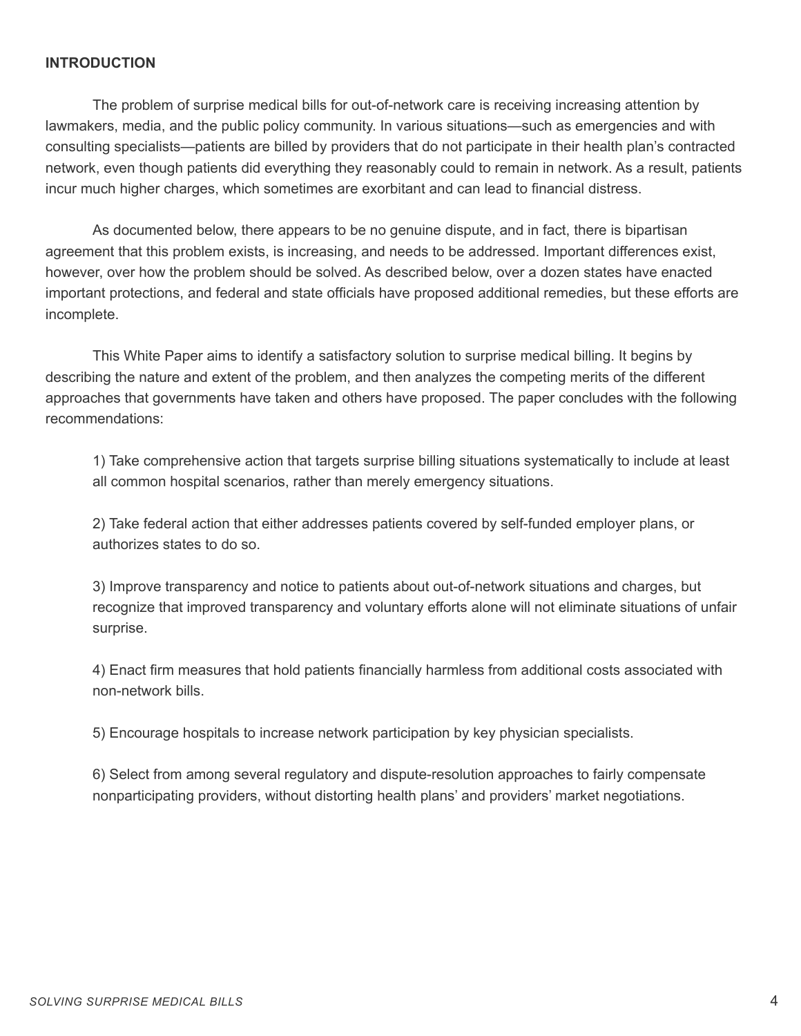## INTRODUCTION

The problem of surprise medical bills for out-of-network care is receiving increasing attention by lawmakers, media, and the public policy community. In various situations—such as emergencies and with consulting specialists—patients are billed by providers that do not participate in their health plan's contracted network, even though patients did everything they reasonably could to remain in network. As a result, patients incur much higher charges, which sometimes are exorbitant and can lead to financial distress.

As documented below, there appears to be no genuine dispute, and in fact, there is bipartisan agreement that this problem exists, is increasing, and needs to be addressed. Important differences exist, however, over how the problem should be solved. As described below, over a dozen states have enacted important protections, and federal and state officials have proposed additional remedies, but these efforts are incomplete.

This White Paper aims to identify a satisfactory solution to surprise medical billing. It begins by describing the nature and extent of the problem, and then analyzes the competing merits of the different approaches that governments have taken and others have proposed. The paper concludes with the following recommendations:

1) Take comprehensive action that targets surprise billing situations systematically to include at least all common hospital scenarios, rather than merely emergency situations.

2) Take federal action that either addresses patients covered by self-funded employer plans, or authorizes states to do so.

3) Improve transparency and notice to patients about out-of-network situations and charges, but recognize that improved transparency and voluntary efforts alone will not eliminate situations of unfair surprise.

4) Enact firm measures that hold patients financially harmless from additional costs associated with non-network bills.

5) Encourage hospitals to increase network participation by key physician specialists.

6) Select from among several regulatory and dispute-resolution approaches to fairly compensate nonparticipating providers, without distorting health plans' and providers' market negotiations.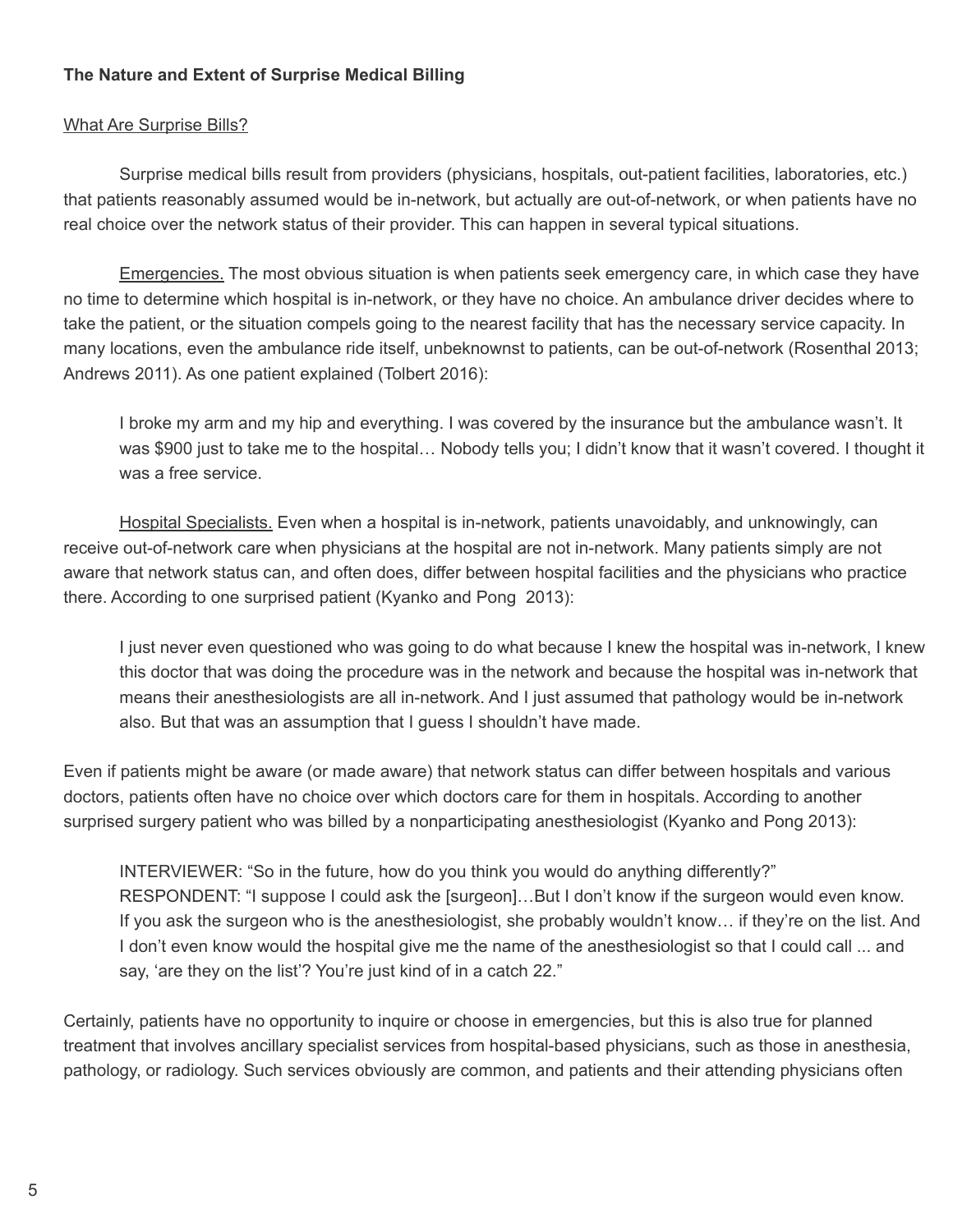**The Nature and Extent of Surprise Medical Billing**

What Are Surprise Bills?

Surprise medical bills result from providers (physicians, hospitals, out-patient facilities, laboratories, etc.) that patients reasonably assumed would be in-network, but actually are out-of-network, or when patients have no real choice over the network status of their provider. This can happen in several typical situations.

Emergencies. The most obvious situation is when patients seek emergency care, in which case they have no time to determine which hospital is in-network, or they have no choice. An ambulance driver decides where to take the patient, or the situation compels going to the nearest facility that has the necessary service capacity. In many locations, even the ambulance ride itself, unbeknownst to patients, can be out-of-network (Rosenthal 2013; Andrews 2011). As one patient explained (Tolbert 2016):

> I broke my arm and my hip and everything. I was covered by the insurance but the ambulance wasn't. It was $900 just to take me to the hospital… Nobody tells you; I didn't know that it wasn't covered. I thought it was a free service.

Hospital Specialists. Even when a hospital is in-network, patients unavoidably, and unknowingly, can receive out-of-network care when physicians at the hospital are not in-network. Many patients simply are not aware that network status can, and often does, differ between hospital facilities and the physicians who practice there. According to one surprised patient (Kyanko and Pong 2013):

> I just never even questioned who was going to do what because I knew the hospital was in-network, I knew this doctor that was doing the procedure was in the network and because the hospital was in-network that means their anesthesiologists are all in-network. And I just assumed that pathology would be in-network also. But that was an assumption that I guess I shouldn't have made.

Even if patients might be aware (or made aware) that network status can differ between hospitals and various doctors, patients often have no choice over which doctors care for them in hospitals. According to another surprised surgery patient who was billed by a nonparticipating anesthesiologist (Kyanko and Pong 2013):

> INTERVIEWER: "So in the future, how do you think you would do anything differently?"
> RESPONDENT: "I suppose I could ask the [surgeon]…But I don't know if the surgeon would even know. If you ask the surgeon who is the anesthesiologist, she probably wouldn't know… if they're on the list. And I don't even know would the hospital give me the name of the anesthesiologist so that I could call ... and say, 'are they on the list'? You're just kind of in a catch 22."

Certainly, patients have no opportunity to inquire or choose in emergencies, but this is also true for planned treatment that involves ancillary specialist services from hospital-based physicians, such as those in anesthesia, pathology, or radiology. Such services obviously are common, and patients and their attending physicians often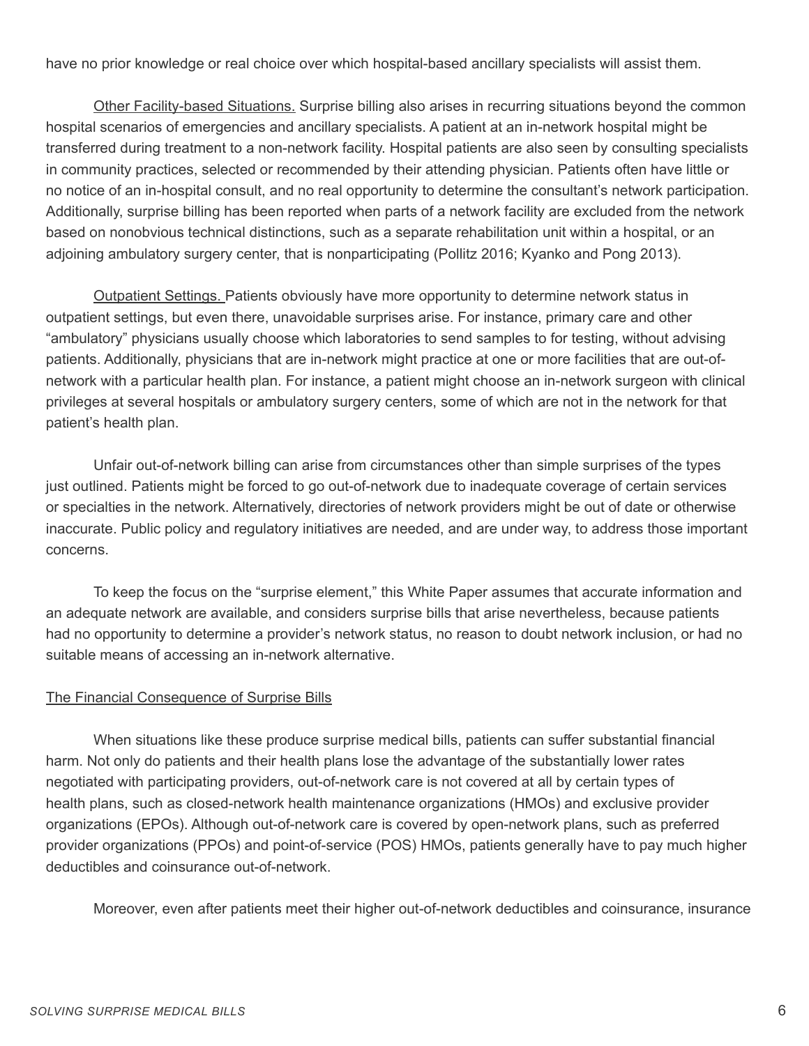have no prior knowledge or real choice over which hospital-based ancillary specialists will assist them.

Other Facility-based Situations. Surprise billing also arises in recurring situations beyond the common hospital scenarios of emergencies and ancillary specialists. A patient at an in-network hospital might be transferred during treatment to a non-network facility. Hospital patients are also seen by consulting specialists in community practices, selected or recommended by their attending physician. Patients often have little or no notice of an in-hospital consult, and no real opportunity to determine the consultant's network participation. Additionally, surprise billing has been reported when parts of a network facility are excluded from the network based on nonobvious technical distinctions, such as a separate rehabilitation unit within a hospital, or an adjoining ambulatory surgery center, that is nonparticipating (Pollitz 2016; Kyanko and Pong 2013).

Outpatient Settings. Patients obviously have more opportunity to determine network status in outpatient settings, but even there, unavoidable surprises arise. For instance, primary care and other "ambulatory" physicians usually choose which laboratories to send samples to for testing, without advising patients. Additionally, physicians that are in-network might practice at one or more facilities that are out-of-network with a particular health plan. For instance, a patient might choose an in-network surgeon with clinical privileges at several hospitals or ambulatory surgery centers, some of which are not in the network for that patient's health plan.

Unfair out-of-network billing can arise from circumstances other than simple surprises of the types just outlined. Patients might be forced to go out-of-network due to inadequate coverage of certain services or specialties in the network. Alternatively, directories of network providers might be out of date or otherwise inaccurate. Public policy and regulatory initiatives are needed, and are under way, to address those important concerns.

To keep the focus on the "surprise element," this White Paper assumes that accurate information and an adequate network are available, and considers surprise bills that arise nevertheless, because patients had no opportunity to determine a provider's network status, no reason to doubt network inclusion, or had no suitable means of accessing an in-network alternative.

## The Financial Consequence of Surprise Bills

When situations like these produce surprise medical bills, patients can suffer substantial financial harm. Not only do patients and their health plans lose the advantage of the substantially lower rates negotiated with participating providers, out-of-network care is not covered at all by certain types of health plans, such as closed-network health maintenance organizations (HMOs) and exclusive provider organizations (EPOs). Although out-of-network care is covered by open-network plans, such as preferred provider organizations (PPOs) and point-of-service (POS) HMOs, patients generally have to pay much higher deductibles and coinsurance out-of-network.

Moreover, even after patients meet their higher out-of-network deductibles and coinsurance, insurance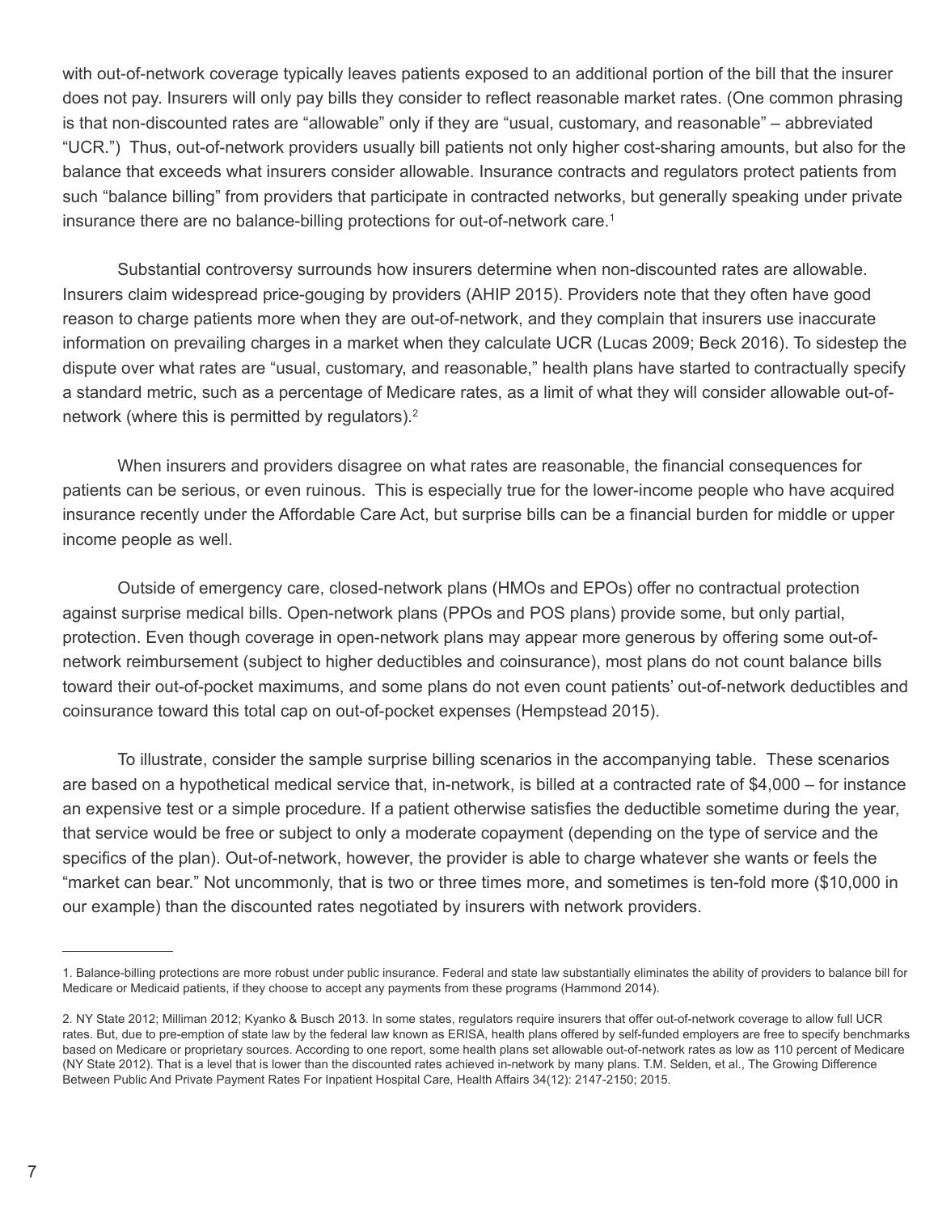with out-of-network coverage typically leaves patients exposed to an additional portion of the bill that the insurer does not pay. Insurers will only pay bills they consider to reflect reasonable market rates. (One common phrasing is that non-discounted rates are "allowable" only if they are "usual, customary, and reasonable" – abbreviated "UCR.") Thus, out-of-network providers usually bill patients not only higher cost-sharing amounts, but also for the balance that exceeds what insurers consider allowable. Insurance contracts and regulators protect patients from such "balance billing" from providers that participate in contracted networks, but generally speaking under private insurance there are no balance-billing protections for out-of-network care.[1]

Substantial controversy surrounds how insurers determine when non-discounted rates are allowable. Insurers claim widespread price-gouging by providers (AHIP 2015). Providers note that they often have good reason to charge patients more when they are out-of-network, and they complain that insurers use inaccurate information on prevailing charges in a market when they calculate UCR (Lucas 2009; Beck 2016). To sidestep the dispute over what rates are "usual, customary, and reasonable," health plans have started to contractually specify a standard metric, such as a percentage of Medicare rates, as a limit of what they will consider allowable out-of-network (where this is permitted by regulators).[2]

When insurers and providers disagree on what rates are reasonable, the financial consequences for patients can be serious, or even ruinous. This is especially true for the lower-income people who have acquired insurance recently under the Affordable Care Act, but surprise bills can be a financial burden for middle or upper income people as well.

Outside of emergency care, closed-network plans (HMOs and EPOs) offer no contractual protection against surprise medical bills. Open-network plans (PPOs and POS plans) provide some, but only partial, protection. Even though coverage in open-network plans may appear more generous by offering some out-of-network reimbursement (subject to higher deductibles and coinsurance), most plans do not count balance bills toward their out-of-pocket maximums, and some plans do not even count patients' out-of-network deductibles and coinsurance toward this total cap on out-of-pocket expenses (Hempstead 2015).

To illustrate, consider the sample surprise billing scenarios in the accompanying table. These scenarios are based on a hypothetical medical service that, in-network, is billed at a contracted rate of $4,000 – for instance an expensive test or a simple procedure. If a patient otherwise satisfies the deductible sometime during the year, that service would be free or subject to only a moderate copayment (depending on the type of service and the specifics of the plan). Out-of-network, however, the provider is able to charge whatever she wants or feels the "market can bear." Not uncommonly, that is two or three times more, and sometimes is ten-fold more ($10,000 in our example) than the discounted rates negotiated by insurers with network providers.

---

1. Balance-billing protections are more robust under public insurance. Federal and state law substantially eliminates the ability of providers to balance bill for Medicare or Medicaid patients, if they choose to accept any payments from these programs (Hammond 2014).

2. NY State 2012; Milliman 2012; Kyanko & Busch 2013. In some states, regulators require insurers that offer out-of-network coverage to allow full UCR rates. But, due to pre-emption of state law by the federal law known as ERISA, health plans offered by self-funded employers are free to specify benchmarks based on Medicare or proprietary sources. According to one report, some health plans set allowable out-of-network rates as low as 110 percent of Medicare (NY State 2012). That is a level that is lower than the discounted rates achieved in-network by many plans. T.M. Selden, et al., The Growing Difference Between Public And Private Payment Rates For Inpatient Hospital Care, Health Affairs 34(12): 2147-2150; 2015.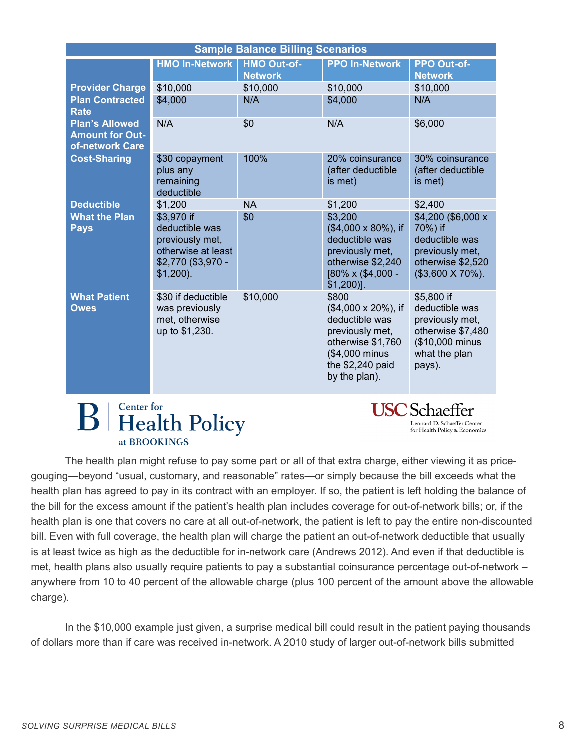| Sample Balance Billing Scenarios | | | | |
|---|---|---|---|---|
| | **HMO In-Network** | **HMO Out-of-Network** | **PPO In-Network** | **PPO Out-of-Network** |
| **Provider Charge** | $10,000 | $10,000 | $10,000 | $10,000 |
| **Plan Contracted Rate** | $4,000 | N/A | $4,000 | N/A |
| **Plan's Allowed Amount for Out-of-network Care** | N/A | $0 | N/A | $6,000 |
| **Cost-Sharing** | $30 copayment plus any remaining deductible | 100% | 20% coinsurance (after deductible is met) | 30% coinsurance (after deductible is met) |
| **Deductible** | $1,200 | NA | $1,200 | $2,400 |
| **What the Plan Pays** | $3,970 if deductible was previously met, otherwise at least $2,770 ($3,970 - $1,200). | $0 | $3,200 ($4,000 x 80%), if deductible was previously met, otherwise $2,240 [80% x ($4,000 - $1,200)]. | $4,200 ($6,000 x 70%) if deductible was previously met, otherwise $2,520 ($3,600 X 70%). |
| **What Patient Owes** | $30 if deductible was previously met, otherwise up to $1,230. | $10,000 | $800 ($4,000 x 20%), if deductible was previously met, otherwise $1,760 ($4,000 minus the $2,240 paid by the plan). | $5,800 if deductible was previously met, otherwise $7,480 ($10,000 minus what the plan pays). |

The health plan might refuse to pay some part or all of that extra charge, either viewing it as price-gouging—beyond "usual, customary, and reasonable" rates—or simply because the bill exceeds what the health plan has agreed to pay in its contract with an employer. If so, the patient is left holding the balance of the bill for the excess amount if the patient's health plan includes coverage for out-of-network bills; or, if the health plan is one that covers no care at all out-of-network, the patient is left to pay the entire non-discounted bill. Even with full coverage, the health plan will charge the patient an out-of-network deductible that usually is at least twice as high as the deductible for in-network care (Andrews 2012). And even if that deductible is met, health plans also usually require patients to pay a substantial coinsurance percentage out-of-network – anywhere from 10 to 40 percent of the allowable charge (plus 100 percent of the amount above the allowable charge).

In the $10,000 example just given, a surprise medical bill could result in the patient paying thousands of dollars more than if care was received in-network. A 2010 study of larger out-of-network bills submitted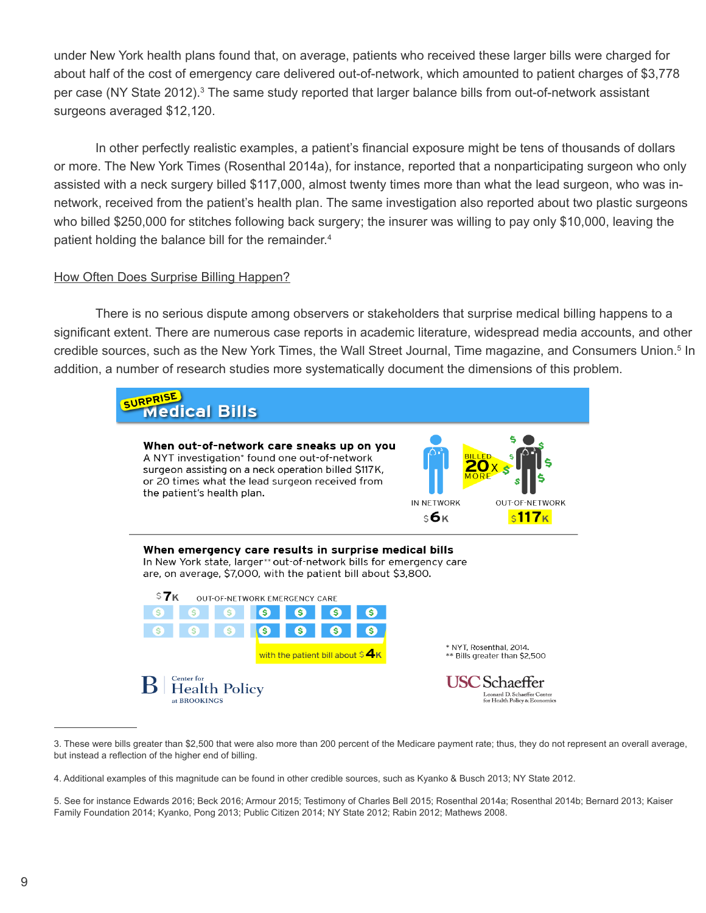under New York health plans found that, on average, patients who received these larger bills were charged for about half of the cost of emergency care delivered out-of-network, which amounted to patient charges of $3,778 per case (NY State 2012).[3] The same study reported that larger balance bills from out-of-network assistant surgeons averaged $12,120.

In other perfectly realistic examples, a patient's financial exposure might be tens of thousands of dollars or more. The New York Times (Rosenthal 2014a), for instance, reported that a nonparticipating surgeon who only assisted with a neck surgery billed $117,000, almost twenty times more than what the lead surgeon, who was in-network, received from the patient's health plan. The same investigation also reported about two plastic surgeons who billed $250,000 for stitches following back surgery; the insurer was willing to pay only $10,000, leaving the patient holding the balance bill for the remainder.[4]

<u>How Often Does Surprise Billing Happen?</u>

There is no serious dispute among observers or stakeholders that surprise medical billing happens to a significant extent. There are numerous case reports in academic literature, widespread media accounts, and other credible sources, such as the New York Times, the Wall Street Journal, Time magazine, and Consumers Union.[5] In addition, a number of research studies more systematically document the dimensions of this problem.

**SURPRISE Medical Bills**

**When out-of-network care sneaks up on you**
A NYT investigation* found one out-of-network surgeon assisting on a neck operation billed $117K, or 20 times what the lead surgeon received from the patient's health plan.

IN NETWORK $6K — BILLED 20x MORE — OUT-OF-NETWORK $117K

**When emergency care results in surprise medical bills**
In New York state, larger** out-of-network bills for emergency care are, on average, $7,000, with the patient bill about $3,800.

$7K OUT-OF-NETWORK EMERGENCY CARE

with the patient bill about $4K

\* NYT, Rosenthal, 2014.
\*\* Bills greater than $2,500

Center for Health Policy at BROOKINGS — USC Schaeffer Leonard D. Schaeffer Center for Health Policy & Economics

---

3. These were bills greater than $2,500 that were also more than 200 percent of the Medicare payment rate; thus, they do not represent an overall average, but instead a reflection of the higher end of billing.

4. Additional examples of this magnitude can be found in other credible sources, such as Kyanko & Busch 2013; NY State 2012.

5. See for instance Edwards 2016; Beck 2016; Armour 2015; Testimony of Charles Bell 2015; Rosenthal 2014a; Rosenthal 2014b; Bernard 2013; Kaiser Family Foundation 2014; Kyanko, Pong 2013; Public Citizen 2014; NY State 2012; Rabin 2012; Mathews 2008.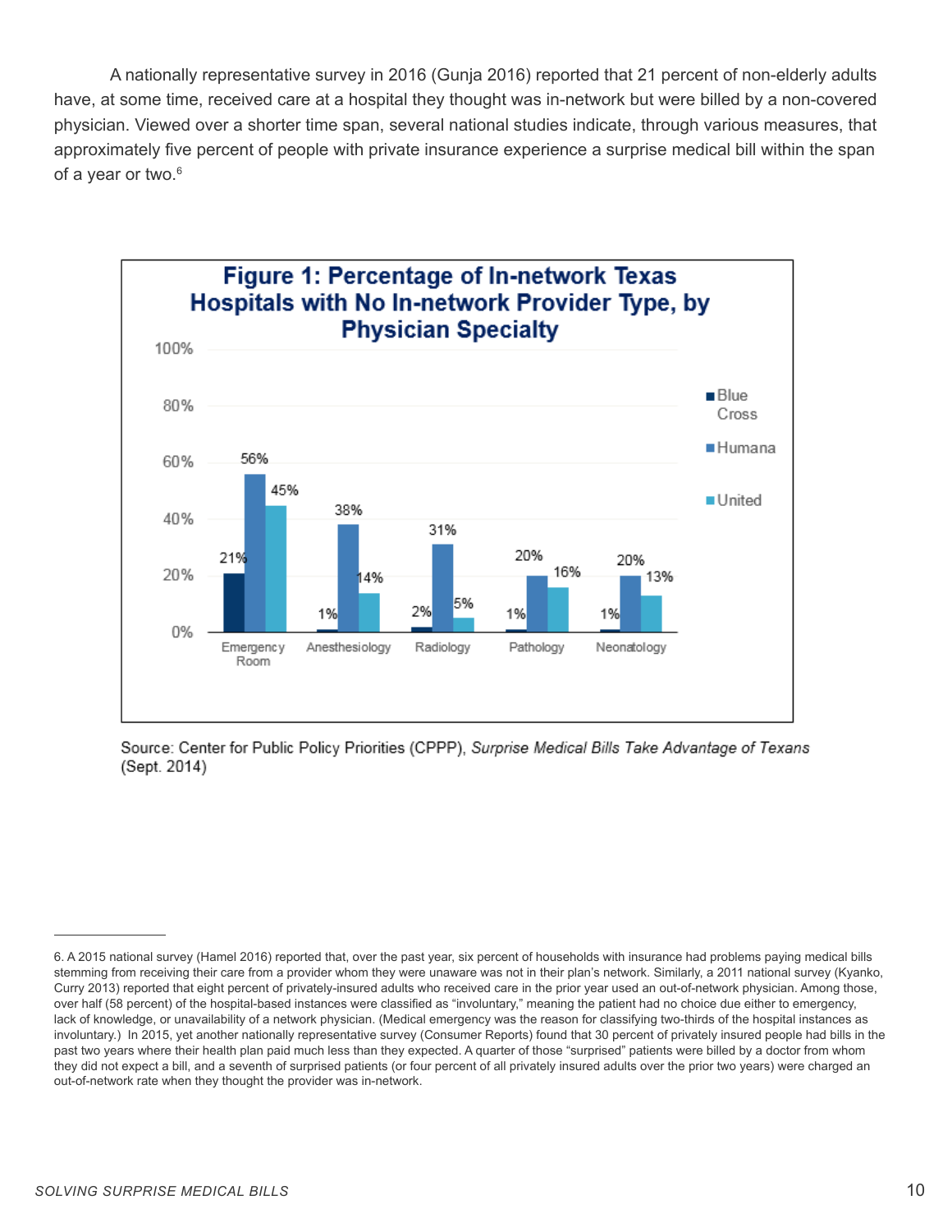A nationally representative survey in 2016 (Gunja 2016) reported that 21 percent of non-elderly adults have, at some time, received care at a hospital they thought was in-network but were billed by a non-covered physician. Viewed over a shorter time span, several national studies indicate, through various measures, that approximately five percent of people with private insurance experience a surprise medical bill within the span of a year or two.[6]

**Figure 1: Percentage of In-network Texas Hospitals with No In-network Provider Type, by Physician Specialty**

| Physician Specialty | Blue Cross | Humana | United |
|---|---|---|---|
| Emergency Room | 21% | 56% | 45% |
| Anesthesiology | 1% | 38% | 14% |
| Radiology | 2% | 31% | 5% |
| Pathology | 1% | 20% | 16% |
| Neonatology | 1% | 20% | 13% |

Source: Center for Public Policy Priorities (CPPP), *Surprise Medical Bills Take Advantage of Texans* (Sept. 2014)

---

6. A 2015 national survey (Hamel 2016) reported that, over the past year, six percent of households with insurance had problems paying medical bills stemming from receiving their care from a provider whom they were unaware was not in their plan's network. Similarly, a 2011 national survey (Kyanko, Curry 2013) reported that eight percent of privately-insured adults who received care in the prior year used an out-of-network physician. Among those, over half (58 percent) of the hospital-based instances were classified as "involuntary," meaning the patient had no choice due either to emergency, lack of knowledge, or unavailability of a network physician. (Medical emergency was the reason for classifying two-thirds of the hospital instances as involuntary.) In 2015, yet another nationally representative survey (Consumer Reports) found that 30 percent of privately insured people had bills in the past two years where their health plan paid much less than they expected. A quarter of those "surprised" patients were billed by a doctor from whom they did not expect a bill, and a seventh of surprised patients (or four percent of all privately insured adults over the prior two years) were charged an out-of-network rate when they thought the provider was in-network.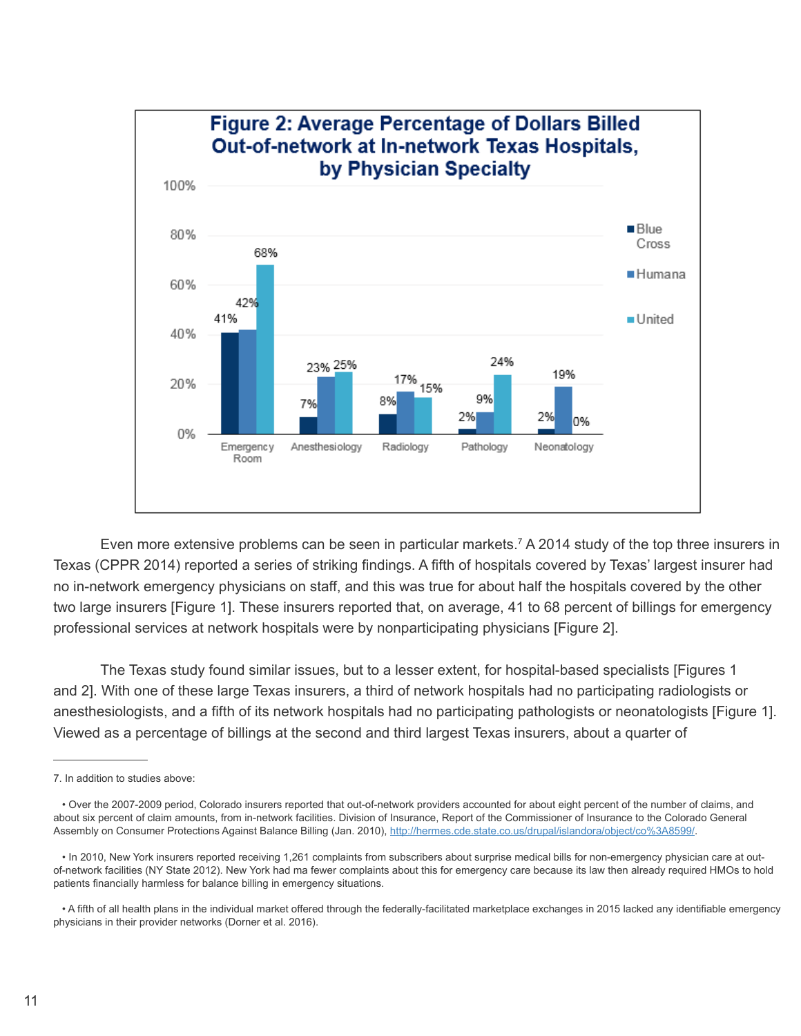**Figure 2: Average Percentage of Dollars Billed Out-of-network at In-network Texas Hospitals, by Physician Specialty**

| Specialty | Blue Cross | Humana | United |
|---|---|---|---|
| Emergency Room | 41% | 42% | 68% |
| Anesthesiology | 7% | 23% | 25% |
| Radiology | 8% | 17% | 15% |
| Pathology | 2% | 9% | 24% |
| Neonatology | 2% | 19% | 0% |

Even more extensive problems can be seen in particular markets.[7] A 2014 study of the top three insurers in Texas (CPPR 2014) reported a series of striking findings. A fifth of hospitals covered by Texas' largest insurer had no in-network emergency physicians on staff, and this was true for about half the hospitals covered by the other two large insurers [Figure 1]. These insurers reported that, on average, 41 to 68 percent of billings for emergency professional services at network hospitals were by nonparticipating physicians [Figure 2].

The Texas study found similar issues, but to a lesser extent, for hospital-based specialists [Figures 1 and 2]. With one of these large Texas insurers, a third of network hospitals had no participating radiologists or anesthesiologists, and a fifth of its network hospitals had no participating pathologists or neonatologists [Figure 1]. Viewed as a percentage of billings at the second and third largest Texas insurers, about a quarter of

---

7. In addition to studies above:

- Over the 2007-2009 period, Colorado insurers reported that out-of-network providers accounted for about eight percent of the number of claims, and about six percent of claim amounts, from in-network facilities. Division of Insurance, Report of the Commissioner of Insurance to the Colorado General Assembly on Consumer Protections Against Balance Billing (Jan. 2010), http://hermes.cde.state.co.us/drupal/islandora/object/co%3A8599/.

- In 2010, New York insurers reported receiving 1,261 complaints from subscribers about surprise medical bills for non-emergency physician care at out-of-network facilities (NY State 2012). New York had ma fewer complaints about this for emergency care because its law then already required HMOs to hold patients financially harmless for balance billing in emergency situations.

- A fifth of all health plans in the individual market offered through the federally-facilitated marketplace exchanges in 2015 lacked any identifiable emergency physicians in their provider networks (Dorner et al. 2016).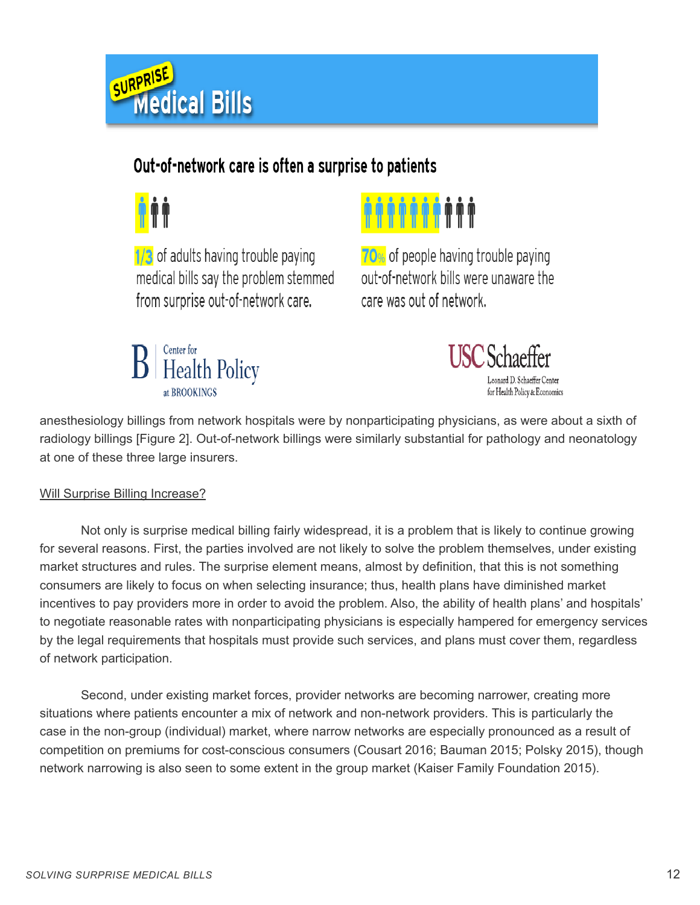SURPRISE Medical Bills

Out-of-network care is often a surprise to patients

1/3 of adults having trouble paying medical bills say the problem stemmed from surprise out-of-network care.

70% of people having trouble paying out-of-network bills were unaware the care was out of network.

Center for Health Policy at BROOKINGS

USC Schaeffer Leonard D. Schaeffer Center for Health Policy & Economics

anesthesiology billings from network hospitals were by nonparticipating physicians, as were about a sixth of radiology billings [Figure 2]. Out-of-network billings were similarly substantial for pathology and neonatology at one of these three large insurers.

Will Surprise Billing Increase?

Not only is surprise medical billing fairly widespread, it is a problem that is likely to continue growing for several reasons. First, the parties involved are not likely to solve the problem themselves, under existing market structures and rules. The surprise element means, almost by definition, that this is not something consumers are likely to focus on when selecting insurance; thus, health plans have diminished market incentives to pay providers more in order to avoid the problem. Also, the ability of health plans' and hospitals' to negotiate reasonable rates with nonparticipating physicians is especially hampered for emergency services by the legal requirements that hospitals must provide such services, and plans must cover them, regardless of network participation.

Second, under existing market forces, provider networks are becoming narrower, creating more situations where patients encounter a mix of network and non-network providers. This is particularly the case in the non-group (individual) market, where narrow networks are especially pronounced as a result of competition on premiums for cost-conscious consumers (Cousart 2016; Bauman 2015; Polsky 2015), though network narrowing is also seen to some extent in the group market (Kaiser Family Foundation 2015).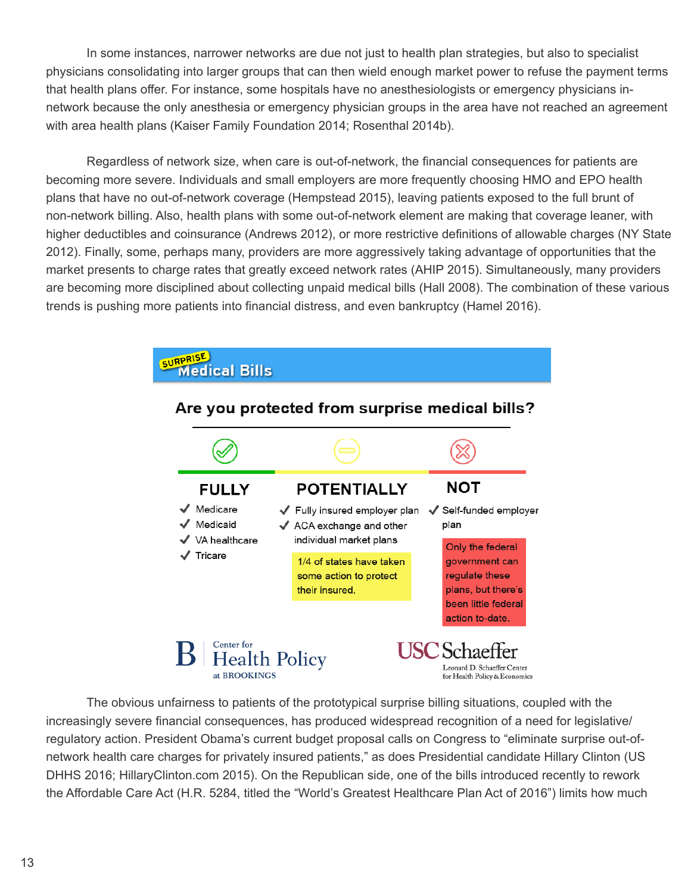In some instances, narrower networks are due not just to health plan strategies, but also to specialist physicians consolidating into larger groups that can then wield enough market power to refuse the payment terms that health plans offer. For instance, some hospitals have no anesthesiologists or emergency physicians in-network because the only anesthesia or emergency physician groups in the area have not reached an agreement with area health plans (Kaiser Family Foundation 2014; Rosenthal 2014b).

Regardless of network size, when care is out-of-network, the financial consequences for patients are becoming more severe. Individuals and small employers are more frequently choosing HMO and EPO health plans that have no out-of-network coverage (Hempstead 2015), leaving patients exposed to the full brunt of non-network billing. Also, health plans with some out-of-network element are making that coverage leaner, with higher deductibles and coinsurance (Andrews 2012), or more restrictive definitions of allowable charges (NY State 2012). Finally, some, perhaps many, providers are more aggressively taking advantage of opportunities that the market presents to charge rates that greatly exceed network rates (AHIP 2015). Simultaneously, many providers are becoming more disciplined about collecting unpaid medical bills (Hall 2008). The combination of these various trends is pushing more patients into financial distress, and even bankruptcy (Hamel 2016).

**SURPRISE Medical Bills**

**Are you protected from surprise medical bills?**

| FULLY | POTENTIALLY | NOT |
|---|---|---|
| ✓ Medicare<br>✓ Medicaid<br>✓ VA healthcare<br>✓ Tricare | ✓ Fully insured employer plan<br>✓ ACA exchange and other individual market plans<br><br>1/4 of states have taken some action to protect their insured. | ✓ Self-funded employer plan<br><br>Only the federal government can regulate these plans, but there's been little federal action to-date. |

Center for Health Policy at BROOKINGS | USC Schaeffer — Leonard D. Schaeffer Center for Health Policy & Economics

The obvious unfairness to patients of the prototypical surprise billing situations, coupled with the increasingly severe financial consequences, has produced widespread recognition of a need for legislative/regulatory action. President Obama's current budget proposal calls on Congress to "eliminate surprise out-of-network health care charges for privately insured patients," as does Presidential candidate Hillary Clinton (US DHHS 2016; HillaryClinton.com 2015). On the Republican side, one of the bills introduced recently to rework the Affordable Care Act (H.R. 5284, titled the "World's Greatest Healthcare Plan Act of 2016") limits how much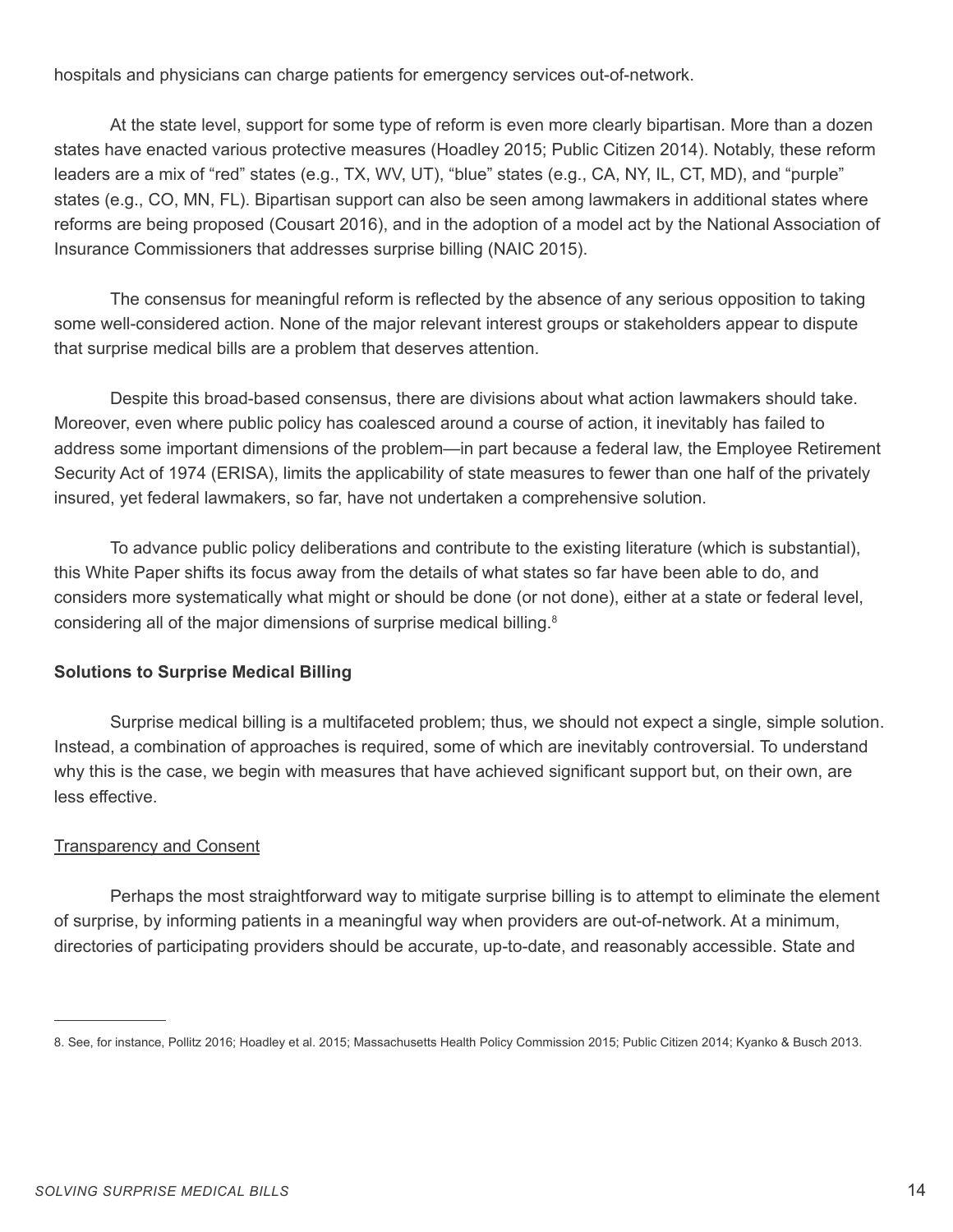hospitals and physicians can charge patients for emergency services out-of-network.

At the state level, support for some type of reform is even more clearly bipartisan. More than a dozen states have enacted various protective measures (Hoadley 2015; Public Citizen 2014). Notably, these reform leaders are a mix of "red" states (e.g., TX, WV, UT), "blue" states (e.g., CA, NY, IL, CT, MD), and "purple" states (e.g., CO, MN, FL). Bipartisan support can also be seen among lawmakers in additional states where reforms are being proposed (Cousart 2016), and in the adoption of a model act by the National Association of Insurance Commissioners that addresses surprise billing (NAIC 2015).

The consensus for meaningful reform is reflected by the absence of any serious opposition to taking some well-considered action. None of the major relevant interest groups or stakeholders appear to dispute that surprise medical bills are a problem that deserves attention.

Despite this broad-based consensus, there are divisions about what action lawmakers should take. Moreover, even where public policy has coalesced around a course of action, it inevitably has failed to address some important dimensions of the problem—in part because a federal law, the Employee Retirement Security Act of 1974 (ERISA), limits the applicability of state measures to fewer than one half of the privately insured, yet federal lawmakers, so far, have not undertaken a comprehensive solution.

To advance public policy deliberations and contribute to the existing literature (which is substantial), this White Paper shifts its focus away from the details of what states so far have been able to do, and considers more systematically what might or should be done (or not done), either at a state or federal level, considering all of the major dimensions of surprise medical billing.[8]

**Solutions to Surprise Medical Billing**

Surprise medical billing is a multifaceted problem; thus, we should not expect a single, simple solution. Instead, a combination of approaches is required, some of which are inevitably controversial. To understand why this is the case, we begin with measures that have achieved significant support but, on their own, are less effective.

Transparency and Consent

Perhaps the most straightforward way to mitigate surprise billing is to attempt to eliminate the element of surprise, by informing patients in a meaningful way when providers are out-of-network. At a minimum, directories of participating providers should be accurate, up-to-date, and reasonably accessible. State and

---

8. See, for instance, Pollitz 2016; Hoadley et al. 2015; Massachusetts Health Policy Commission 2015; Public Citizen 2014; Kyanko & Busch 2013.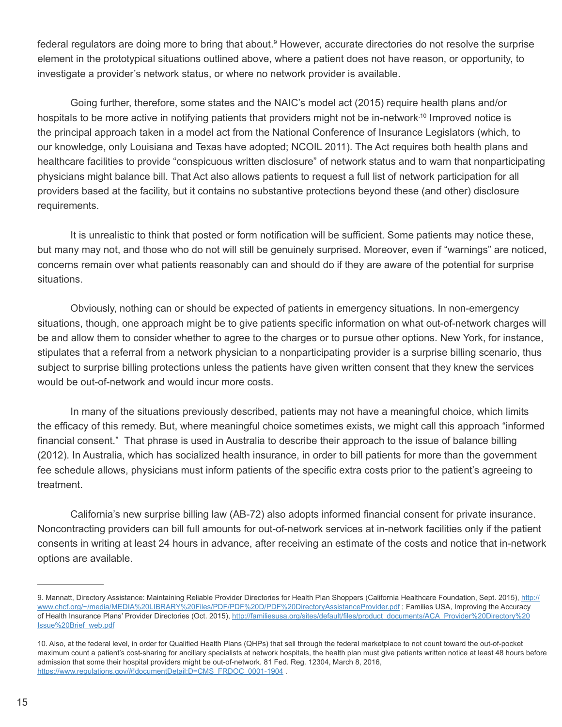federal regulators are doing more to bring that about.[9] However, accurate directories do not resolve the surprise element in the prototypical situations outlined above, where a patient does not have reason, or opportunity, to investigate a provider's network status, or where no network provider is available.

Going further, therefore, some states and the NAIC's model act (2015) require health plans and/or hospitals to be more active in notifying patients that providers might not be in-network.[10] Improved notice is the principal approach taken in a model act from the National Conference of Insurance Legislators (which, to our knowledge, only Louisiana and Texas have adopted; NCOIL 2011). The Act requires both health plans and healthcare facilities to provide "conspicuous written disclosure" of network status and to warn that nonparticipating physicians might balance bill. That Act also allows patients to request a full list of network participation for all providers based at the facility, but it contains no substantive protections beyond these (and other) disclosure requirements.

It is unrealistic to think that posted or form notification will be sufficient. Some patients may notice these, but many may not, and those who do not will still be genuinely surprised. Moreover, even if "warnings" are noticed, concerns remain over what patients reasonably can and should do if they are aware of the potential for surprise situations.

Obviously, nothing can or should be expected of patients in emergency situations. In non-emergency situations, though, one approach might be to give patients specific information on what out-of-network charges will be and allow them to consider whether to agree to the charges or to pursue other options. New York, for instance, stipulates that a referral from a network physician to a nonparticipating provider is a surprise billing scenario, thus subject to surprise billing protections unless the patients have given written consent that they knew the services would be out-of-network and would incur more costs.

In many of the situations previously described, patients may not have a meaningful choice, which limits the efficacy of this remedy. But, where meaningful choice sometimes exists, we might call this approach "informed financial consent." That phrase is used in Australia to describe their approach to the issue of balance billing (2012). In Australia, which has socialized health insurance, in order to bill patients for more than the government fee schedule allows, physicians must inform patients of the specific extra costs prior to the patient's agreeing to treatment.

California's new surprise billing law (AB-72) also adopts informed financial consent for private insurance. Noncontracting providers can bill full amounts for out-of-network services at in-network facilities only if the patient consents in writing at least 24 hours in advance, after receiving an estimate of the costs and notice that in-network options are available.

---

9. Mannatt, Directory Assistance: Maintaining Reliable Provider Directories for Health Plan Shoppers (California Healthcare Foundation, Sept. 2015), http://www.chcf.org/~/media/MEDIA%20LIBRARY%20Files/PDF/PDF%20D/PDF%20DirectoryAssistanceProvider.pdf ; Families USA, Improving the Accuracy of Health Insurance Plans' Provider Directories (Oct. 2015), http://familiesusa.org/sites/default/files/product_documents/ACA_Provider%20Directory%20Issue%20Brief_web.pdf

10. Also, at the federal level, in order for Qualified Health Plans (QHPs) that sell through the federal marketplace to not count toward the out-of-pocket maximum count a patient's cost-sharing for ancillary specialists at network hospitals, the health plan must give patients written notice at least 48 hours before admission that some their hospital providers might be out-of-network. 81 Fed. Reg. 12304, March 8, 2016, https://www.regulations.gov/#!documentDetail;D=CMS_FRDOC_0001-1904 .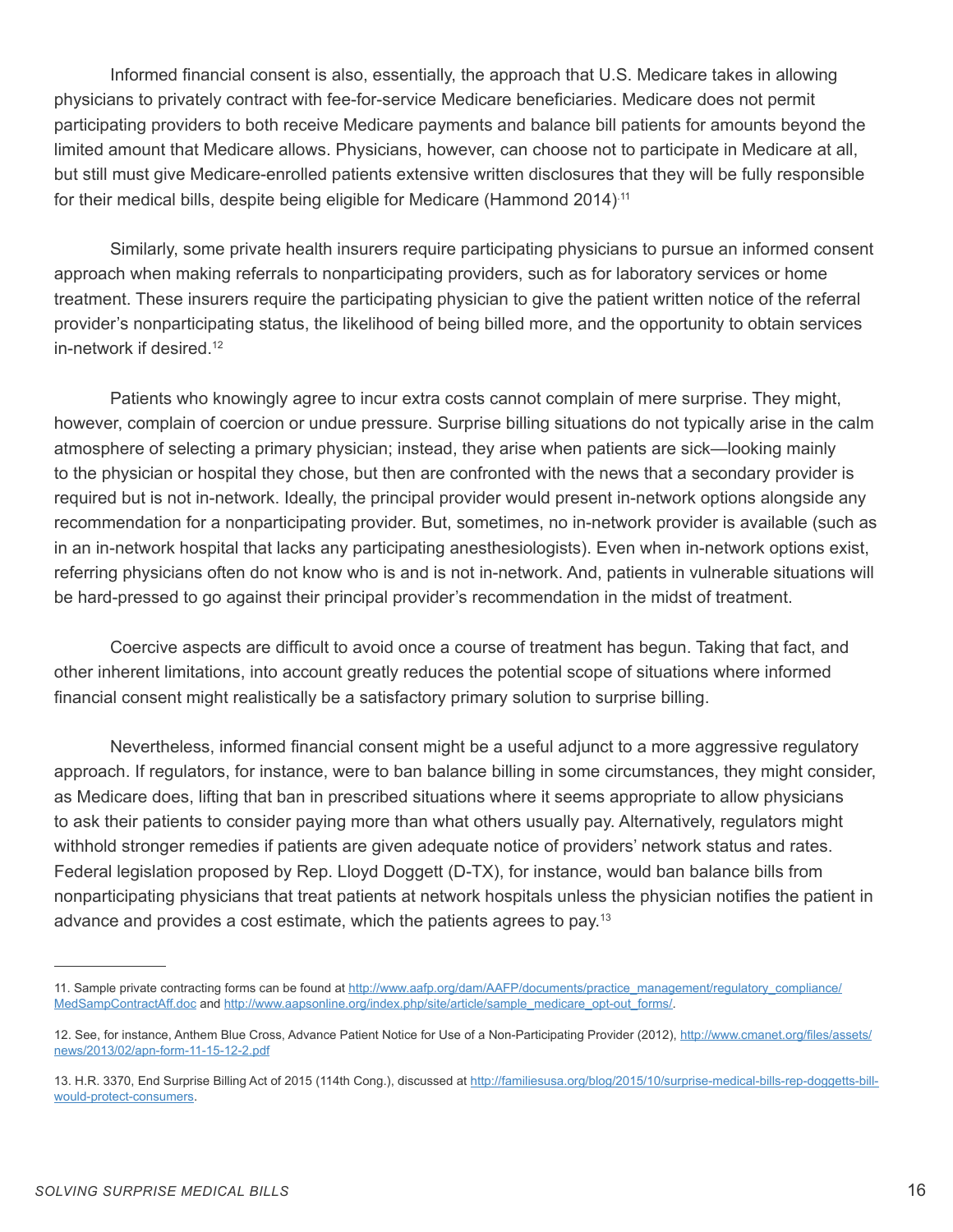Informed financial consent is also, essentially, the approach that U.S. Medicare takes in allowing physicians to privately contract with fee-for-service Medicare beneficiaries. Medicare does not permit participating providers to both receive Medicare payments and balance bill patients for amounts beyond the limited amount that Medicare allows. Physicians, however, can choose not to participate in Medicare at all, but still must give Medicare-enrolled patients extensive written disclosures that they will be fully responsible for their medical bills, despite being eligible for Medicare (Hammond 2014).[11]

Similarly, some private health insurers require participating physicians to pursue an informed consent approach when making referrals to nonparticipating providers, such as for laboratory services or home treatment. These insurers require the participating physician to give the patient written notice of the referral provider's nonparticipating status, the likelihood of being billed more, and the opportunity to obtain services in-network if desired.[12]

Patients who knowingly agree to incur extra costs cannot complain of mere surprise. They might, however, complain of coercion or undue pressure. Surprise billing situations do not typically arise in the calm atmosphere of selecting a primary physician; instead, they arise when patients are sick—looking mainly to the physician or hospital they chose, but then are confronted with the news that a secondary provider is required but is not in-network. Ideally, the principal provider would present in-network options alongside any recommendation for a nonparticipating provider. But, sometimes, no in-network provider is available (such as in an in-network hospital that lacks any participating anesthesiologists). Even when in-network options exist, referring physicians often do not know who is and is not in-network. And, patients in vulnerable situations will be hard-pressed to go against their principal provider's recommendation in the midst of treatment.

Coercive aspects are difficult to avoid once a course of treatment has begun. Taking that fact, and other inherent limitations, into account greatly reduces the potential scope of situations where informed financial consent might realistically be a satisfactory primary solution to surprise billing.

Nevertheless, informed financial consent might be a useful adjunct to a more aggressive regulatory approach. If regulators, for instance, were to ban balance billing in some circumstances, they might consider, as Medicare does, lifting that ban in prescribed situations where it seems appropriate to allow physicians to ask their patients to consider paying more than what others usually pay. Alternatively, regulators might withhold stronger remedies if patients are given adequate notice of providers' network status and rates. Federal legislation proposed by Rep. Lloyd Doggett (D-TX), for instance, would ban balance bills from nonparticipating physicians that treat patients at network hospitals unless the physician notifies the patient in advance and provides a cost estimate, which the patients agrees to pay.[13]

---

11. Sample private contracting forms can be found at http://www.aafp.org/dam/AAFP/documents/practice_management/regulatory_compliance/MedSampContractAff.doc and http://www.aapsonline.org/index.php/site/article/sample_medicare_opt-out_forms/.

12. See, for instance, Anthem Blue Cross, Advance Patient Notice for Use of a Non-Participating Provider (2012), http://www.cmanet.org/files/assets/news/2013/02/apn-form-11-15-12-2.pdf

13. H.R. 3370, End Surprise Billing Act of 2015 (114th Cong.), discussed at http://familiesusa.org/blog/2015/10/surprise-medical-bills-rep-doggetts-bill-would-protect-consumers.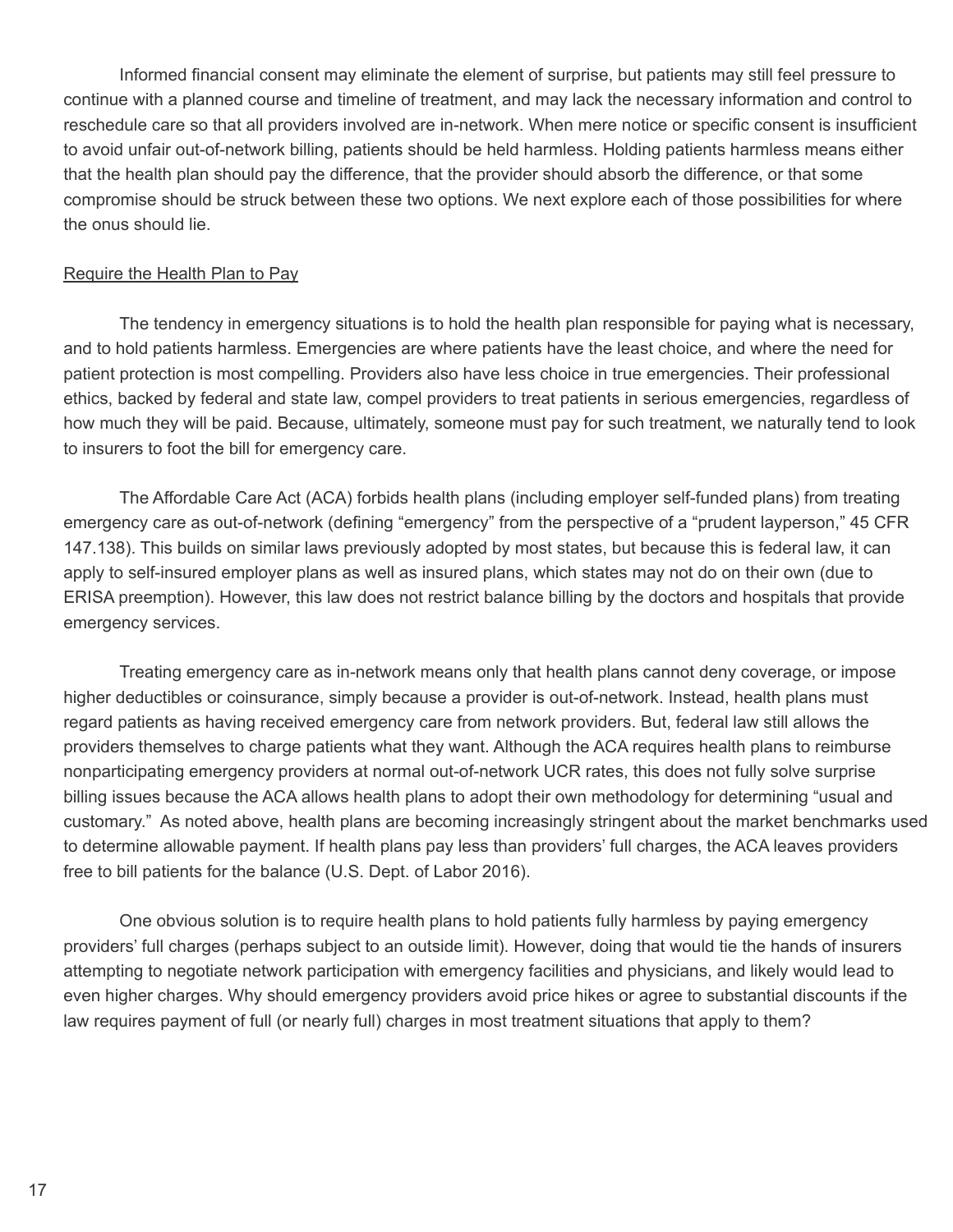Informed financial consent may eliminate the element of surprise, but patients may still feel pressure to continue with a planned course and timeline of treatment, and may lack the necessary information and control to reschedule care so that all providers involved are in-network. When mere notice or specific consent is insufficient to avoid unfair out-of-network billing, patients should be held harmless. Holding patients harmless means either that the health plan should pay the difference, that the provider should absorb the difference, or that some compromise should be struck between these two options. We next explore each of those possibilities for where the onus should lie.

<u>Require the Health Plan to Pay</u>

The tendency in emergency situations is to hold the health plan responsible for paying what is necessary, and to hold patients harmless. Emergencies are where patients have the least choice, and where the need for patient protection is most compelling. Providers also have less choice in true emergencies. Their professional ethics, backed by federal and state law, compel providers to treat patients in serious emergencies, regardless of how much they will be paid. Because, ultimately, someone must pay for such treatment, we naturally tend to look to insurers to foot the bill for emergency care.

The Affordable Care Act (ACA) forbids health plans (including employer self-funded plans) from treating emergency care as out-of-network (defining "emergency" from the perspective of a "prudent layperson," 45 CFR 147.138). This builds on similar laws previously adopted by most states, but because this is federal law, it can apply to self-insured employer plans as well as insured plans, which states may not do on their own (due to ERISA preemption). However, this law does not restrict balance billing by the doctors and hospitals that provide emergency services.

Treating emergency care as in-network means only that health plans cannot deny coverage, or impose higher deductibles or coinsurance, simply because a provider is out-of-network. Instead, health plans must regard patients as having received emergency care from network providers. But, federal law still allows the providers themselves to charge patients what they want. Although the ACA requires health plans to reimburse nonparticipating emergency providers at normal out-of-network UCR rates, this does not fully solve surprise billing issues because the ACA allows health plans to adopt their own methodology for determining "usual and customary." As noted above, health plans are becoming increasingly stringent about the market benchmarks used to determine allowable payment. If health plans pay less than providers' full charges, the ACA leaves providers free to bill patients for the balance (U.S. Dept. of Labor 2016).

One obvious solution is to require health plans to hold patients fully harmless by paying emergency providers' full charges (perhaps subject to an outside limit). However, doing that would tie the hands of insurers attempting to negotiate network participation with emergency facilities and physicians, and likely would lead to even higher charges. Why should emergency providers avoid price hikes or agree to substantial discounts if the law requires payment of full (or nearly full) charges in most treatment situations that apply to them?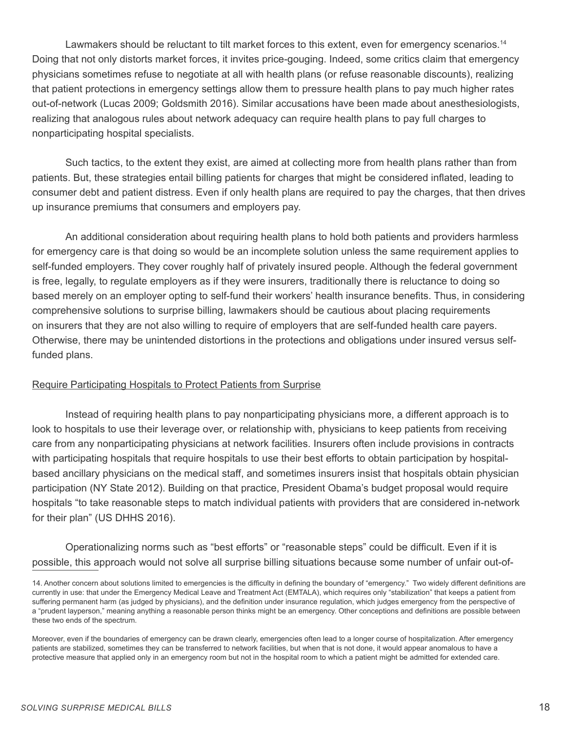Lawmakers should be reluctant to tilt market forces to this extent, even for emergency scenarios.[14] Doing that not only distorts market forces, it invites price-gouging. Indeed, some critics claim that emergency physicians sometimes refuse to negotiate at all with health plans (or refuse reasonable discounts), realizing that patient protections in emergency settings allow them to pressure health plans to pay much higher rates out-of-network (Lucas 2009; Goldsmith 2016). Similar accusations have been made about anesthesiologists, realizing that analogous rules about network adequacy can require health plans to pay full charges to nonparticipating hospital specialists.

Such tactics, to the extent they exist, are aimed at collecting more from health plans rather than from patients. But, these strategies entail billing patients for charges that might be considered inflated, leading to consumer debt and patient distress. Even if only health plans are required to pay the charges, that then drives up insurance premiums that consumers and employers pay.

An additional consideration about requiring health plans to hold both patients and providers harmless for emergency care is that doing so would be an incomplete solution unless the same requirement applies to self-funded employers. They cover roughly half of privately insured people. Although the federal government is free, legally, to regulate employers as if they were insurers, traditionally there is reluctance to doing so based merely on an employer opting to self-fund their workers' health insurance benefits. Thus, in considering comprehensive solutions to surprise billing, lawmakers should be cautious about placing requirements on insurers that they are not also willing to require of employers that are self-funded health care payers. Otherwise, there may be unintended distortions in the protections and obligations under insured versus self-funded plans.

Require Participating Hospitals to Protect Patients from Surprise

Instead of requiring health plans to pay nonparticipating physicians more, a different approach is to look to hospitals to use their leverage over, or relationship with, physicians to keep patients from receiving care from any nonparticipating physicians at network facilities. Insurers often include provisions in contracts with participating hospitals that require hospitals to use their best efforts to obtain participation by hospital-based ancillary physicians on the medical staff, and sometimes insurers insist that hospitals obtain physician participation (NY State 2012). Building on that practice, President Obama's budget proposal would require hospitals "to take reasonable steps to match individual patients with providers that are considered in-network for their plan" (US DHHS 2016).

Operationalizing norms such as "best efforts" or "reasonable steps" could be difficult. Even if it is possible, this approach would not solve all surprise billing situations because some number of unfair out-of-

14. Another concern about solutions limited to emergencies is the difficulty in defining the boundary of "emergency." Two widely different definitions are currently in use: that under the Emergency Medical Leave and Treatment Act (EMTALA), which requires only "stabilization" that keeps a patient from suffering permanent harm (as judged by physicians), and the definition under insurance regulation, which judges emergency from the perspective of a "prudent layperson," meaning anything a reasonable person thinks might be an emergency. Other conceptions and definitions are possible between these two ends of the spectrum.

Moreover, even if the boundaries of emergency can be drawn clearly, emergencies often lead to a longer course of hospitalization. After emergency patients are stabilized, sometimes they can be transferred to network facilities, but when that is not done, it would appear anomalous to have a protective measure that applied only in an emergency room but not in the hospital room to which a patient might be admitted for extended care.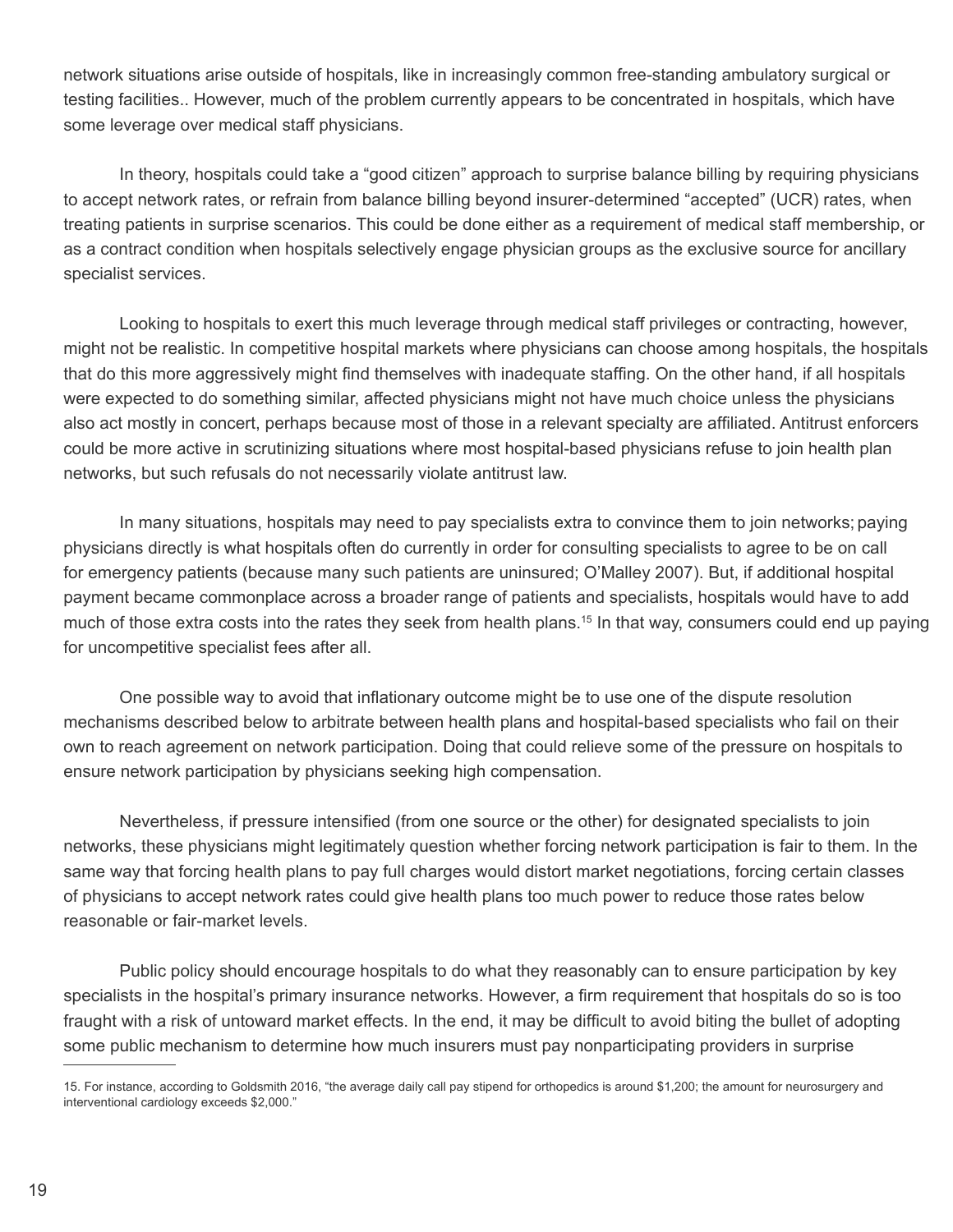network situations arise outside of hospitals, like in increasingly common free-standing ambulatory surgical or testing facilities.. However, much of the problem currently appears to be concentrated in hospitals, which have some leverage over medical staff physicians.

In theory, hospitals could take a "good citizen" approach to surprise balance billing by requiring physicians to accept network rates, or refrain from balance billing beyond insurer-determined "accepted" (UCR) rates, when treating patients in surprise scenarios. This could be done either as a requirement of medical staff membership, or as a contract condition when hospitals selectively engage physician groups as the exclusive source for ancillary specialist services.

Looking to hospitals to exert this much leverage through medical staff privileges or contracting, however, might not be realistic. In competitive hospital markets where physicians can choose among hospitals, the hospitals that do this more aggressively might find themselves with inadequate staffing. On the other hand, if all hospitals were expected to do something similar, affected physicians might not have much choice unless the physicians also act mostly in concert, perhaps because most of those in a relevant specialty are affiliated. Antitrust enforcers could be more active in scrutinizing situations where most hospital-based physicians refuse to join health plan networks, but such refusals do not necessarily violate antitrust law.

In many situations, hospitals may need to pay specialists extra to convince them to join networks; paying physicians directly is what hospitals often do currently in order for consulting specialists to agree to be on call for emergency patients (because many such patients are uninsured; O'Malley 2007). But, if additional hospital payment became commonplace across a broader range of patients and specialists, hospitals would have to add much of those extra costs into the rates they seek from health plans.[15] In that way, consumers could end up paying for uncompetitive specialist fees after all.

One possible way to avoid that inflationary outcome might be to use one of the dispute resolution mechanisms described below to arbitrate between health plans and hospital-based specialists who fail on their own to reach agreement on network participation. Doing that could relieve some of the pressure on hospitals to ensure network participation by physicians seeking high compensation.

Nevertheless, if pressure intensified (from one source or the other) for designated specialists to join networks, these physicians might legitimately question whether forcing network participation is fair to them. In the same way that forcing health plans to pay full charges would distort market negotiations, forcing certain classes of physicians to accept network rates could give health plans too much power to reduce those rates below reasonable or fair-market levels.

Public policy should encourage hospitals to do what they reasonably can to ensure participation by key specialists in the hospital's primary insurance networks. However, a firm requirement that hospitals do so is too fraught with a risk of untoward market effects. In the end, it may be difficult to avoid biting the bullet of adopting some public mechanism to determine how much insurers must pay nonparticipating providers in surprise

---

15. For instance, according to Goldsmith 2016, "the average daily call pay stipend for orthopedics is around $1,200; the amount for neurosurgery and interventional cardiology exceeds $2,000."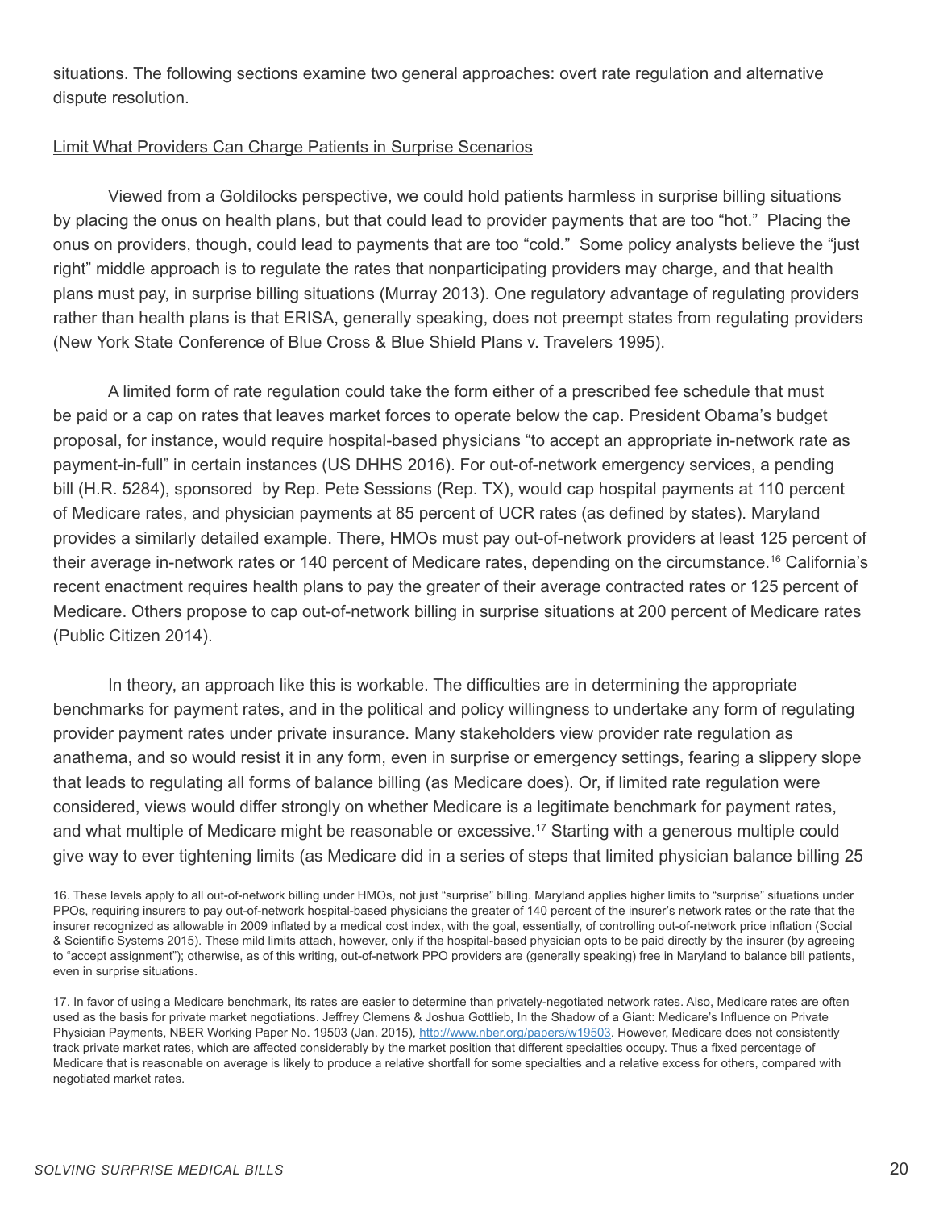situations. The following sections examine two general approaches: overt rate regulation and alternative dispute resolution.

Limit What Providers Can Charge Patients in Surprise Scenarios

Viewed from a Goldilocks perspective, we could hold patients harmless in surprise billing situations by placing the onus on health plans, but that could lead to provider payments that are too "hot." Placing the onus on providers, though, could lead to payments that are too "cold." Some policy analysts believe the "just right" middle approach is to regulate the rates that nonparticipating providers may charge, and that health plans must pay, in surprise billing situations (Murray 2013). One regulatory advantage of regulating providers rather than health plans is that ERISA, generally speaking, does not preempt states from regulating providers (New York State Conference of Blue Cross & Blue Shield Plans v. Travelers 1995).

A limited form of rate regulation could take the form either of a prescribed fee schedule that must be paid or a cap on rates that leaves market forces to operate below the cap. President Obama's budget proposal, for instance, would require hospital-based physicians "to accept an appropriate in-network rate as payment-in-full" in certain instances (US DHHS 2016). For out-of-network emergency services, a pending bill (H.R. 5284), sponsored by Rep. Pete Sessions (Rep. TX), would cap hospital payments at 110 percent of Medicare rates, and physician payments at 85 percent of UCR rates (as defined by states). Maryland provides a similarly detailed example. There, HMOs must pay out-of-network providers at least 125 percent of their average in-network rates or 140 percent of Medicare rates, depending on the circumstance.[16] California's recent enactment requires health plans to pay the greater of their average contracted rates or 125 percent of Medicare. Others propose to cap out-of-network billing in surprise situations at 200 percent of Medicare rates (Public Citizen 2014).

In theory, an approach like this is workable. The difficulties are in determining the appropriate benchmarks for payment rates, and in the political and policy willingness to undertake any form of regulating provider payment rates under private insurance. Many stakeholders view provider rate regulation as anathema, and so would resist it in any form, even in surprise or emergency settings, fearing a slippery slope that leads to regulating all forms of balance billing (as Medicare does). Or, if limited rate regulation were considered, views would differ strongly on whether Medicare is a legitimate benchmark for payment rates, and what multiple of Medicare might be reasonable or excessive.[17] Starting with a generous multiple could give way to ever tightening limits (as Medicare did in a series of steps that limited physician balance billing 25

---

16. These levels apply to all out-of-network billing under HMOs, not just "surprise" billing. Maryland applies higher limits to "surprise" situations under PPOs, requiring insurers to pay out-of-network hospital-based physicians the greater of 140 percent of the insurer's network rates or the rate that the insurer recognized as allowable in 2009 inflated by a medical cost index, with the goal, essentially, of controlling out-of-network price inflation (Social & Scientific Systems 2015). These mild limits attach, however, only if the hospital-based physician opts to be paid directly by the insurer (by agreeing to "accept assignment"); otherwise, as of this writing, out-of-network PPO providers are (generally speaking) free in Maryland to balance bill patients, even in surprise situations.

17. In favor of using a Medicare benchmark, its rates are easier to determine than privately-negotiated network rates. Also, Medicare rates are often used as the basis for private market negotiations. Jeffrey Clemens & Joshua Gottlieb, In the Shadow of a Giant: Medicare's Influence on Private Physician Payments, NBER Working Paper No. 19503 (Jan. 2015), http://www.nber.org/papers/w19503. However, Medicare does not consistently track private market rates, which are affected considerably by the market position that different specialties occupy. Thus a fixed percentage of Medicare that is reasonable on average is likely to produce a relative shortfall for some specialties and a relative excess for others, compared with negotiated market rates.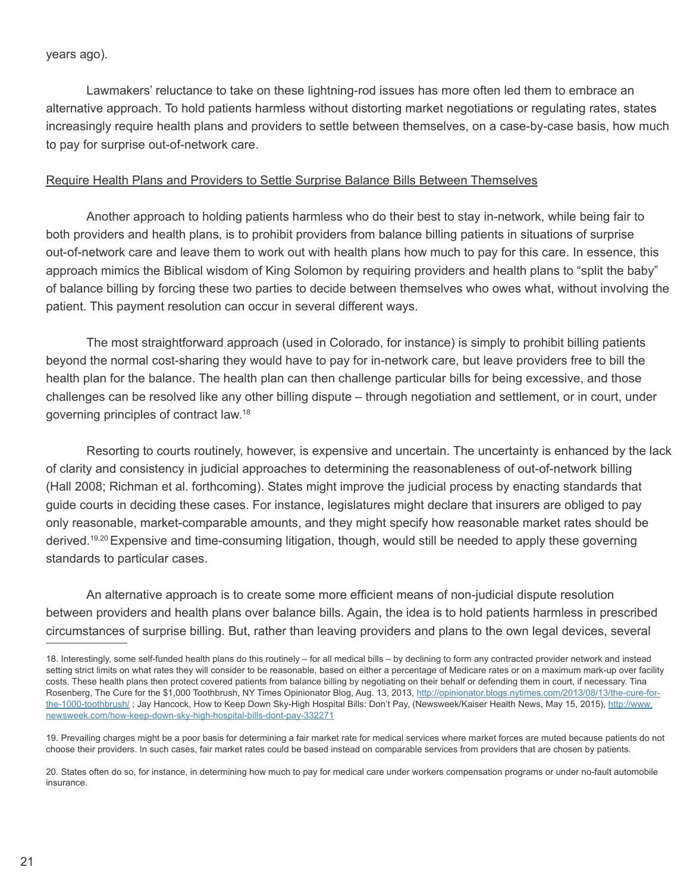years ago).

Lawmakers' reluctance to take on these lightning-rod issues has more often led them to embrace an alternative approach. To hold patients harmless without distorting market negotiations or regulating rates, states increasingly require health plans and providers to settle between themselves, on a case-by-case basis, how much to pay for surprise out-of-network care.

<u>Require Health Plans and Providers to Settle Surprise Balance Bills Between Themselves</u>

Another approach to holding patients harmless who do their best to stay in-network, while being fair to both providers and health plans, is to prohibit providers from balance billing patients in situations of surprise out-of-network care and leave them to work out with health plans how much to pay for this care. In essence, this approach mimics the Biblical wisdom of King Solomon by requiring providers and health plans to "split the baby" of balance billing by forcing these two parties to decide between themselves who owes what, without involving the patient. This payment resolution can occur in several different ways.

The most straightforward approach (used in Colorado, for instance) is simply to prohibit billing patients beyond the normal cost-sharing they would have to pay for in-network care, but leave providers free to bill the health plan for the balance. The health plan can then challenge particular bills for being excessive, and those challenges can be resolved like any other billing dispute – through negotiation and settlement, or in court, under governing principles of contract law.[18]

Resorting to courts routinely, however, is expensive and uncertain. The uncertainty is enhanced by the lack of clarity and consistency in judicial approaches to determining the reasonableness of out-of-network billing (Hall 2008; Richman et al. forthcoming). States might improve the judicial process by enacting standards that guide courts in deciding these cases. For instance, legislatures might declare that insurers are obliged to pay only reasonable, market-comparable amounts, and they might specify how reasonable market rates should be derived.[19,20] Expensive and time-consuming litigation, though, would still be needed to apply these governing standards to particular cases.

An alternative approach is to create some more efficient means of non-judicial dispute resolution between providers and health plans over balance bills. Again, the idea is to hold patients harmless in prescribed circumstances of surprise billing. But, rather than leaving providers and plans to the own legal devices, several

---

18. Interestingly, some self-funded health plans do this routinely – for all medical bills – by declining to form any contracted provider network and instead setting strict limits on what rates they will consider to be reasonable, based on either a percentage of Medicare rates or on a maximum mark-up over facility costs. These health plans then protect covered patients from balance billing by negotiating on their behalf or defending them in court, if necessary. Tina Rosenberg, The Cure for the $1,000 Toothbrush, NY Times Opinionator Blog, Aug. 13, 2013, http://opinionator.blogs.nytimes.com/2013/08/13/the-cure-for-the-1000-toothbrush/ ; Jay Hancock, How to Keep Down Sky-High Hospital Bills: Don't Pay, (Newsweek/Kaiser Health News, May 15, 2015), http://www.newsweek.com/how-keep-down-sky-high-hospital-bills-dont-pay-332271

19. Prevailing charges might be a poor basis for determining a fair market rate for medical services where market forces are muted because patients do not choose their providers. In such cases, fair market rates could be based instead on comparable services from providers that are chosen by patients.

20. States often do so, for instance, in determining how much to pay for medical care under workers compensation programs or under no-fault automobile insurance.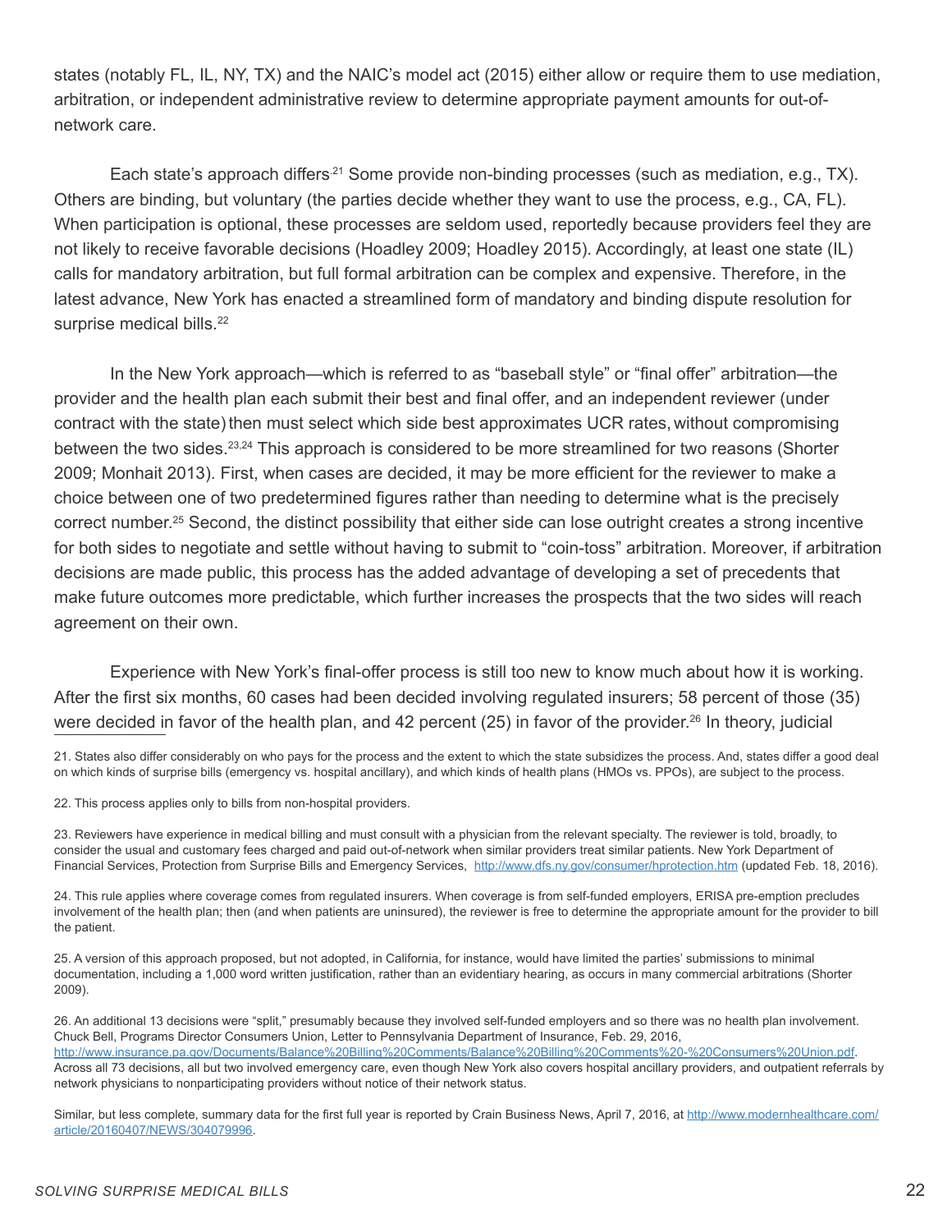states (notably FL, IL, NY, TX) and the NAIC's model act (2015) either allow or require them to use mediation, arbitration, or independent administrative review to determine appropriate payment amounts for out-of-network care.

Each state's approach differs.[21] Some provide non-binding processes (such as mediation, e.g., TX). Others are binding, but voluntary (the parties decide whether they want to use the process, e.g., CA, FL). When participation is optional, these processes are seldom used, reportedly because providers feel they are not likely to receive favorable decisions (Hoadley 2009; Hoadley 2015). Accordingly, at least one state (IL) calls for mandatory arbitration, but full formal arbitration can be complex and expensive. Therefore, in the latest advance, New York has enacted a streamlined form of mandatory and binding dispute resolution for surprise medical bills.[22]

In the New York approach—which is referred to as "baseball style" or "final offer" arbitration—the provider and the health plan each submit their best and final offer, and an independent reviewer (under contract with the state) then must select which side best approximates UCR rates, without compromising between the two sides.[23,24] This approach is considered to be more streamlined for two reasons (Shorter 2009; Monhait 2013). First, when cases are decided, it may be more efficient for the reviewer to make a choice between one of two predetermined figures rather than needing to determine what is the precisely correct number.[25] Second, the distinct possibility that either side can lose outright creates a strong incentive for both sides to negotiate and settle without having to submit to "coin-toss" arbitration. Moreover, if arbitration decisions are made public, this process has the added advantage of developing a set of precedents that make future outcomes more predictable, which further increases the prospects that the two sides will reach agreement on their own.

Experience with New York's final-offer process is still too new to know much about how it is working. After the first six months, 60 cases had been decided involving regulated insurers; 58 percent of those (35) were decided in favor of the health plan, and 42 percent (25) in favor of the provider.[26] In theory, judicial

---

21. States also differ considerably on who pays for the process and the extent to which the state subsidizes the process. And, states differ a good deal on which kinds of surprise bills (emergency vs. hospital ancillary), and which kinds of health plans (HMOs vs. PPOs), are subject to the process.

22. This process applies only to bills from non-hospital providers.

23. Reviewers have experience in medical billing and must consult with a physician from the relevant specialty. The reviewer is told, broadly, to consider the usual and customary fees charged and paid out-of-network when similar providers treat similar patients. New York Department of Financial Services, Protection from Surprise Bills and Emergency Services, http://www.dfs.ny.gov/consumer/hprotection.htm (updated Feb. 18, 2016).

24. This rule applies where coverage comes from regulated insurers. When coverage is from self-funded employers, ERISA pre-emption precludes involvement of the health plan; then (and when patients are uninsured), the reviewer is free to determine the appropriate amount for the provider to bill the patient.

25. A version of this approach proposed, but not adopted, in California, for instance, would have limited the parties' submissions to minimal documentation, including a 1,000 word written justification, rather than an evidentiary hearing, as occurs in many commercial arbitrations (Shorter 2009).

26. An additional 13 decisions were "split," presumably because they involved self-funded employers and so there was no health plan involvement. Chuck Bell, Programs Director Consumers Union, Letter to Pennsylvania Department of Insurance, Feb. 29, 2016, http://www.insurance.pa.gov/Documents/Balance%20Billing%20Comments/Balance%20Billing%20Comments%20-%20Consumers%20Union.pdf. Across all 73 decisions, all but two involved emergency care, even though New York also covers hospital ancillary providers, and outpatient referrals by network physicians to nonparticipating providers without notice of their network status.

Similar, but less complete, summary data for the first full year is reported by Crain Business News, April 7, 2016, at http://www.modernhealthcare.com/article/20160407/NEWS/304079996.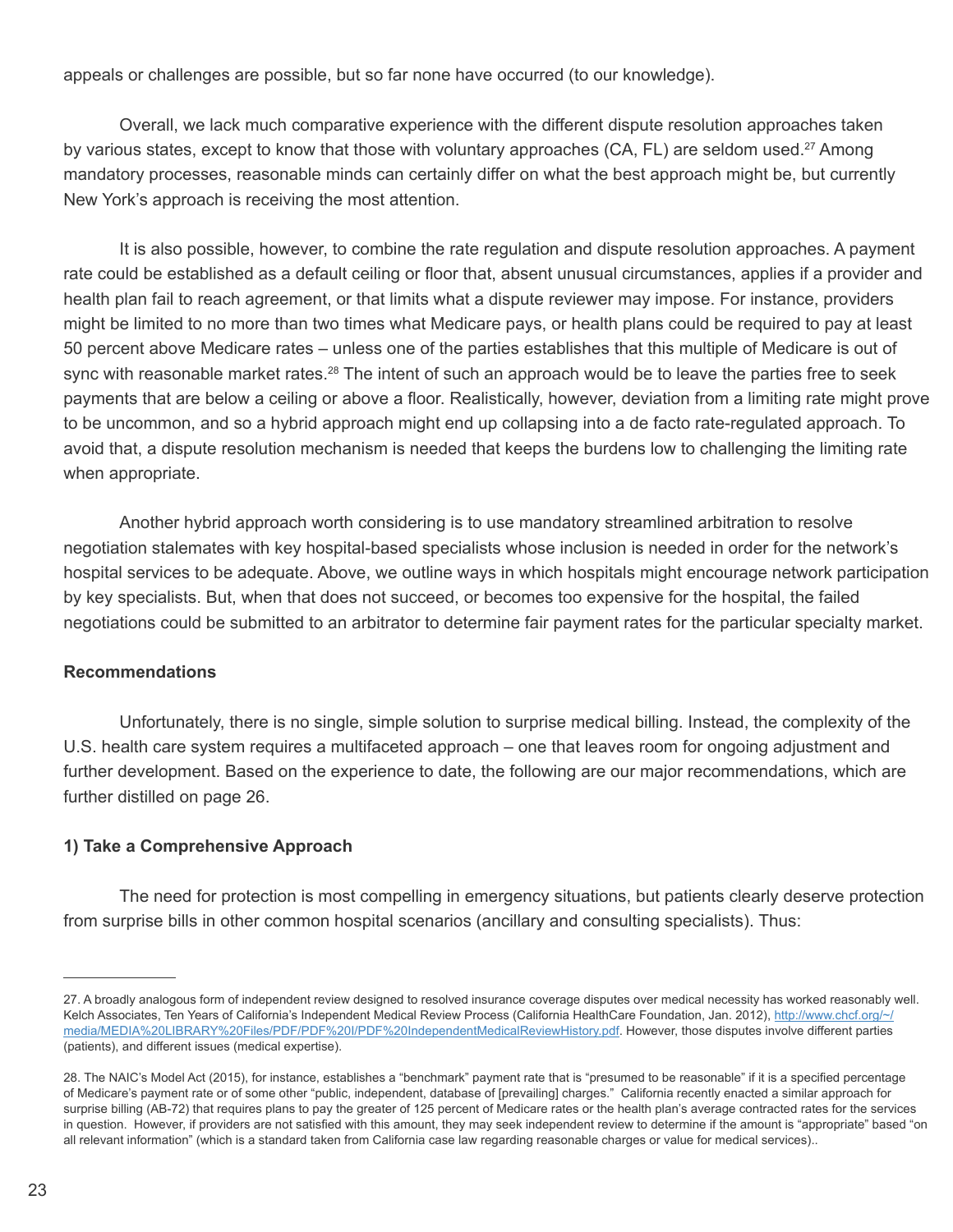appeals or challenges are possible, but so far none have occurred (to our knowledge).

Overall, we lack much comparative experience with the different dispute resolution approaches taken by various states, except to know that those with voluntary approaches (CA, FL) are seldom used.[27] Among mandatory processes, reasonable minds can certainly differ on what the best approach might be, but currently New York's approach is receiving the most attention.

It is also possible, however, to combine the rate regulation and dispute resolution approaches. A payment rate could be established as a default ceiling or floor that, absent unusual circumstances, applies if a provider and health plan fail to reach agreement, or that limits what a dispute reviewer may impose. For instance, providers might be limited to no more than two times what Medicare pays, or health plans could be required to pay at least 50 percent above Medicare rates – unless one of the parties establishes that this multiple of Medicare is out of sync with reasonable market rates.[28] The intent of such an approach would be to leave the parties free to seek payments that are below a ceiling or above a floor. Realistically, however, deviation from a limiting rate might prove to be uncommon, and so a hybrid approach might end up collapsing into a de facto rate-regulated approach. To avoid that, a dispute resolution mechanism is needed that keeps the burdens low to challenging the limiting rate when appropriate.

Another hybrid approach worth considering is to use mandatory streamlined arbitration to resolve negotiation stalemates with key hospital-based specialists whose inclusion is needed in order for the network's hospital services to be adequate. Above, we outline ways in which hospitals might encourage network participation by key specialists. But, when that does not succeed, or becomes too expensive for the hospital, the failed negotiations could be submitted to an arbitrator to determine fair payment rates for the particular specialty market.

### Recommendations

Unfortunately, there is no single, simple solution to surprise medical billing. Instead, the complexity of the U.S. health care system requires a multifaceted approach – one that leaves room for ongoing adjustment and further development. Based on the experience to date, the following are our major recommendations, which are further distilled on page 26.

#### 1) Take a Comprehensive Approach

The need for protection is most compelling in emergency situations, but patients clearly deserve protection from surprise bills in other common hospital scenarios (ancillary and consulting specialists). Thus:

---

27. A broadly analogous form of independent review designed to resolved insurance coverage disputes over medical necessity has worked reasonably well. Kelch Associates, Ten Years of California's Independent Medical Review Process (California HealthCare Foundation, Jan. 2012), http://www.chcf.org/~/media/MEDIA%20LIBRARY%20Files/PDF/PDF%20I/PDF%20IndependentMedicalReviewHistory.pdf. However, those disputes involve different parties (patients), and different issues (medical expertise).

28. The NAIC's Model Act (2015), for instance, establishes a "benchmark" payment rate that is "presumed to be reasonable" if it is a specified percentage of Medicare's payment rate or of some other "public, independent, database of [prevailing] charges." California recently enacted a similar approach for surprise billing (AB-72) that requires plans to pay the greater of 125 percent of Medicare rates or the health plan's average contracted rates for the services in question. However, if providers are not satisfied with this amount, they may seek independent review to determine if the amount is "appropriate" based "on all relevant information" (which is a standard taken from California case law regarding reasonable charges or value for medical services)..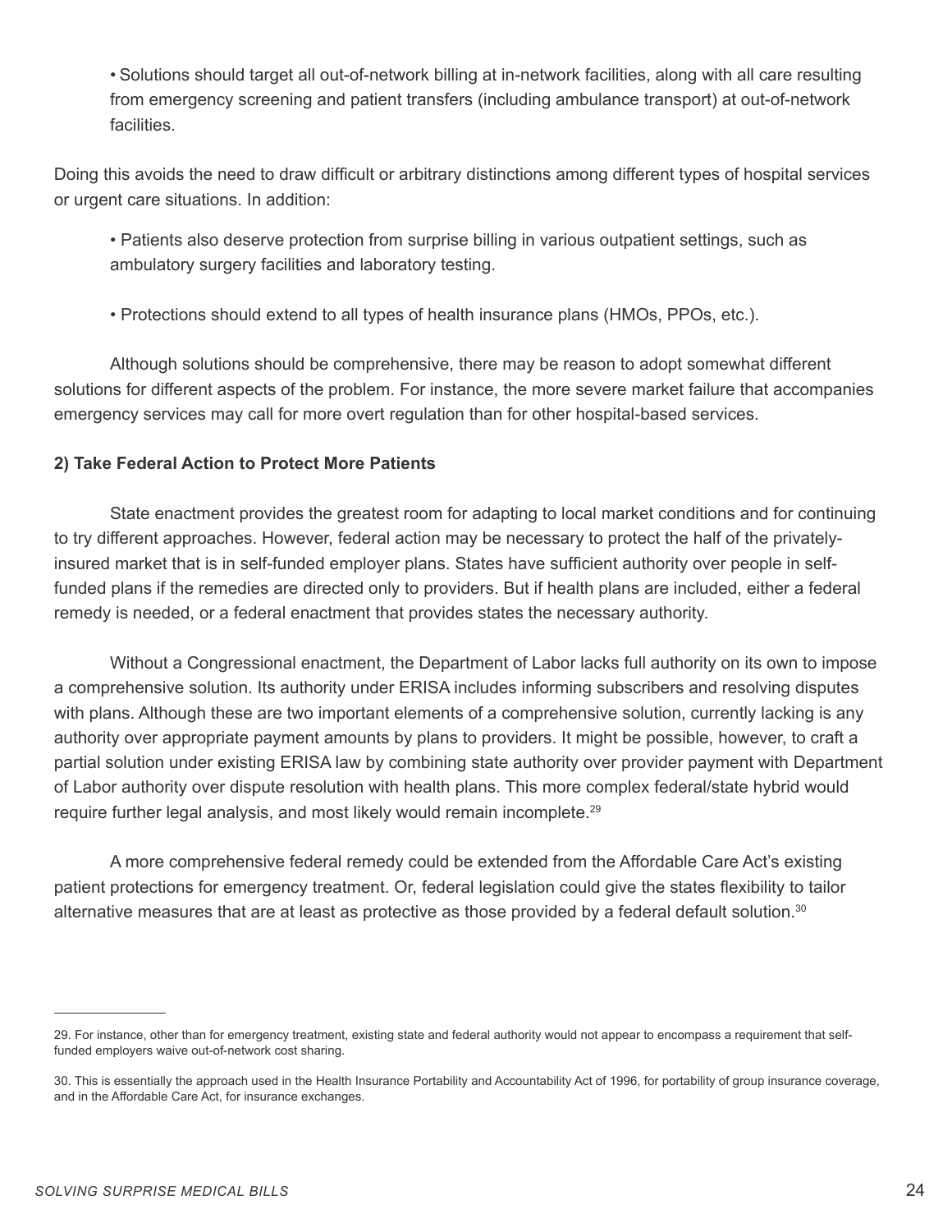- Solutions should target all out-of-network billing at in-network facilities, along with all care resulting from emergency screening and patient transfers (including ambulance transport) at out-of-network facilities.

Doing this avoids the need to draw difficult or arbitrary distinctions among different types of hospital services or urgent care situations. In addition:

- Patients also deserve protection from surprise billing in various outpatient settings, such as ambulatory surgery facilities and laboratory testing.

- Protections should extend to all types of health insurance plans (HMOs, PPOs, etc.).

Although solutions should be comprehensive, there may be reason to adopt somewhat different solutions for different aspects of the problem. For instance, the more severe market failure that accompanies emergency services may call for more overt regulation than for other hospital-based services.

**2) Take Federal Action to Protect More Patients**

State enactment provides the greatest room for adapting to local market conditions and for continuing to try different approaches. However, federal action may be necessary to protect the half of the privately-insured market that is in self-funded employer plans. States have sufficient authority over people in self-funded plans if the remedies are directed only to providers. But if health plans are included, either a federal remedy is needed, or a federal enactment that provides states the necessary authority.

Without a Congressional enactment, the Department of Labor lacks full authority on its own to impose a comprehensive solution. Its authority under ERISA includes informing subscribers and resolving disputes with plans. Although these are two important elements of a comprehensive solution, currently lacking is any authority over appropriate payment amounts by plans to providers. It might be possible, however, to craft a partial solution under existing ERISA law by combining state authority over provider payment with Department of Labor authority over dispute resolution with health plans. This more complex federal/state hybrid would require further legal analysis, and most likely would remain incomplete.[29]

A more comprehensive federal remedy could be extended from the Affordable Care Act's existing patient protections for emergency treatment. Or, federal legislation could give the states flexibility to tailor alternative measures that are at least as protective as those provided by a federal default solution.[30]

---

29. For instance, other than for emergency treatment, existing state and federal authority would not appear to encompass a requirement that self-funded employers waive out-of-network cost sharing.

30. This is essentially the approach used in the Health Insurance Portability and Accountability Act of 1996, for portability of group insurance coverage, and in the Affordable Care Act, for insurance exchanges.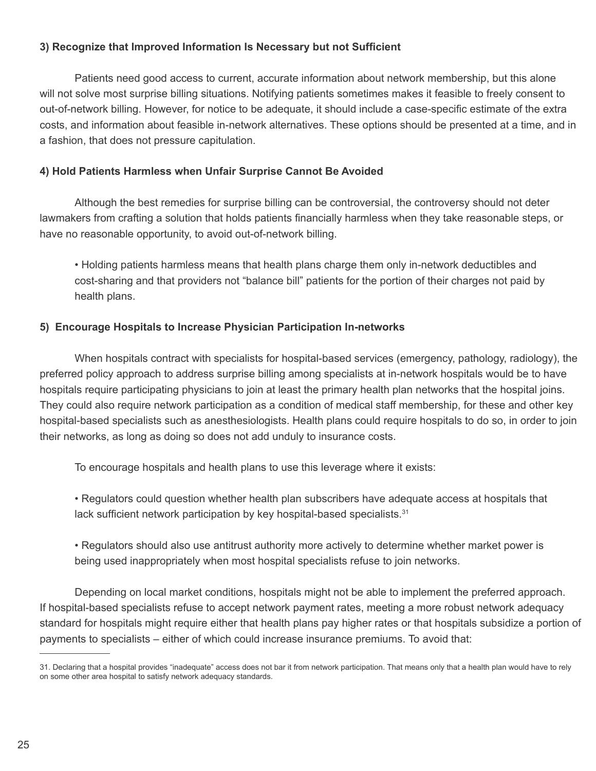### 3) Recognize that Improved Information Is Necessary but not Sufficient

Patients need good access to current, accurate information about network membership, but this alone will not solve most surprise billing situations. Notifying patients sometimes makes it feasible to freely consent to out-of-network billing. However, for notice to be adequate, it should include a case-specific estimate of the extra costs, and information about feasible in-network alternatives. These options should be presented at a time, and in a fashion, that does not pressure capitulation.

### 4) Hold Patients Harmless when Unfair Surprise Cannot Be Avoided

Although the best remedies for surprise billing can be controversial, the controversy should not deter lawmakers from crafting a solution that holds patients financially harmless when they take reasonable steps, or have no reasonable opportunity, to avoid out-of-network billing.

- Holding patients harmless means that health plans charge them only in-network deductibles and cost-sharing and that providers not “balance bill” patients for the portion of their charges not paid by health plans.

### 5) Encourage Hospitals to Increase Physician Participation In-networks

When hospitals contract with specialists for hospital-based services (emergency, pathology, radiology), the preferred policy approach to address surprise billing among specialists at in-network hospitals would be to have hospitals require participating physicians to join at least the primary health plan networks that the hospital joins. They could also require network participation as a condition of medical staff membership, for these and other key hospital-based specialists such as anesthesiologists. Health plans could require hospitals to do so, in order to join their networks, as long as doing so does not add unduly to insurance costs.

To encourage hospitals and health plans to use this leverage where it exists:

- Regulators could question whether health plan subscribers have adequate access at hospitals that lack sufficient network participation by key hospital-based specialists.[31]

- Regulators should also use antitrust authority more actively to determine whether market power is being used inappropriately when most hospital specialists refuse to join networks.

Depending on local market conditions, hospitals might not be able to implement the preferred approach. If hospital-based specialists refuse to accept network payment rates, meeting a more robust network adequacy standard for hospitals might require either that health plans pay higher rates or that hospitals subsidize a portion of payments to specialists – either of which could increase insurance premiums. To avoid that:

---

31. Declaring that a hospital provides “inadequate” access does not bar it from network participation. That means only that a health plan would have to rely on some other area hospital to satisfy network adequacy standards.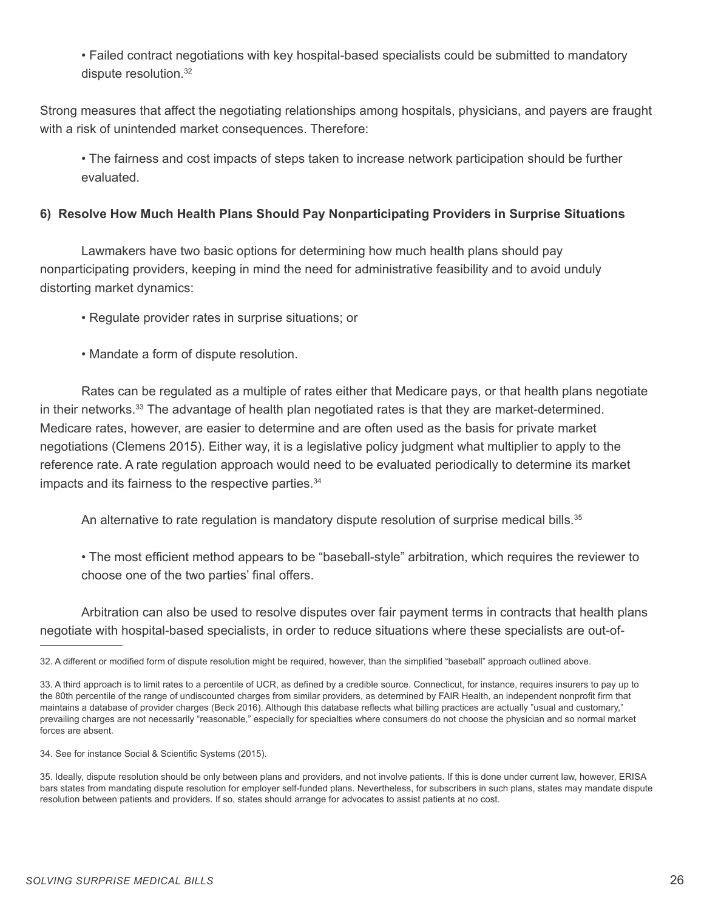- Failed contract negotiations with key hospital-based specialists could be submitted to mandatory dispute resolution.[32]

Strong measures that affect the negotiating relationships among hospitals, physicians, and payers are fraught with a risk of unintended market consequences. Therefore:

- The fairness and cost impacts of steps taken to increase network participation should be further evaluated.

#### 6) Resolve How Much Health Plans Should Pay Nonparticipating Providers in Surprise Situations

Lawmakers have two basic options for determining how much health plans should pay nonparticipating providers, keeping in mind the need for administrative feasibility and to avoid unduly distorting market dynamics:

- Regulate provider rates in surprise situations; or

- Mandate a form of dispute resolution.

Rates can be regulated as a multiple of rates either that Medicare pays, or that health plans negotiate in their networks.[33] The advantage of health plan negotiated rates is that they are market-determined. Medicare rates, however, are easier to determine and are often used as the basis for private market negotiations (Clemens 2015). Either way, it is a legislative policy judgment what multiplier to apply to the reference rate. A rate regulation approach would need to be evaluated periodically to determine its market impacts and its fairness to the respective parties.[34]

An alternative to rate regulation is mandatory dispute resolution of surprise medical bills.[35]

- The most efficient method appears to be "baseball-style" arbitration, which requires the reviewer to choose one of the two parties' final offers.

Arbitration can also be used to resolve disputes over fair payment terms in contracts that health plans negotiate with hospital-based specialists, in order to reduce situations where these specialists are out-of-

---

32. A different or modified form of dispute resolution might be required, however, than the simplified "baseball" approach outlined above.

33. A third approach is to limit rates to a percentile of UCR, as defined by a credible source. Connecticut, for instance, requires insurers to pay up to the 80th percentile of the range of undiscounted charges from similar providers, as determined by FAIR Health, an independent nonprofit firm that maintains a database of provider charges (Beck 2016). Although this database reflects what billing practices are actually "usual and customary," prevailing charges are not necessarily "reasonable," especially for specialties where consumers do not choose the physician and so normal market forces are absent.

34. See for instance Social & Scientific Systems (2015).

35. Ideally, dispute resolution should be only between plans and providers, and not involve patients. If this is done under current law, however, ERISA bars states from mandating dispute resolution for employer self-funded plans. Nevertheless, for subscribers in such plans, states may mandate dispute resolution between patients and providers. If so, states should arrange for advocates to assist patients at no cost.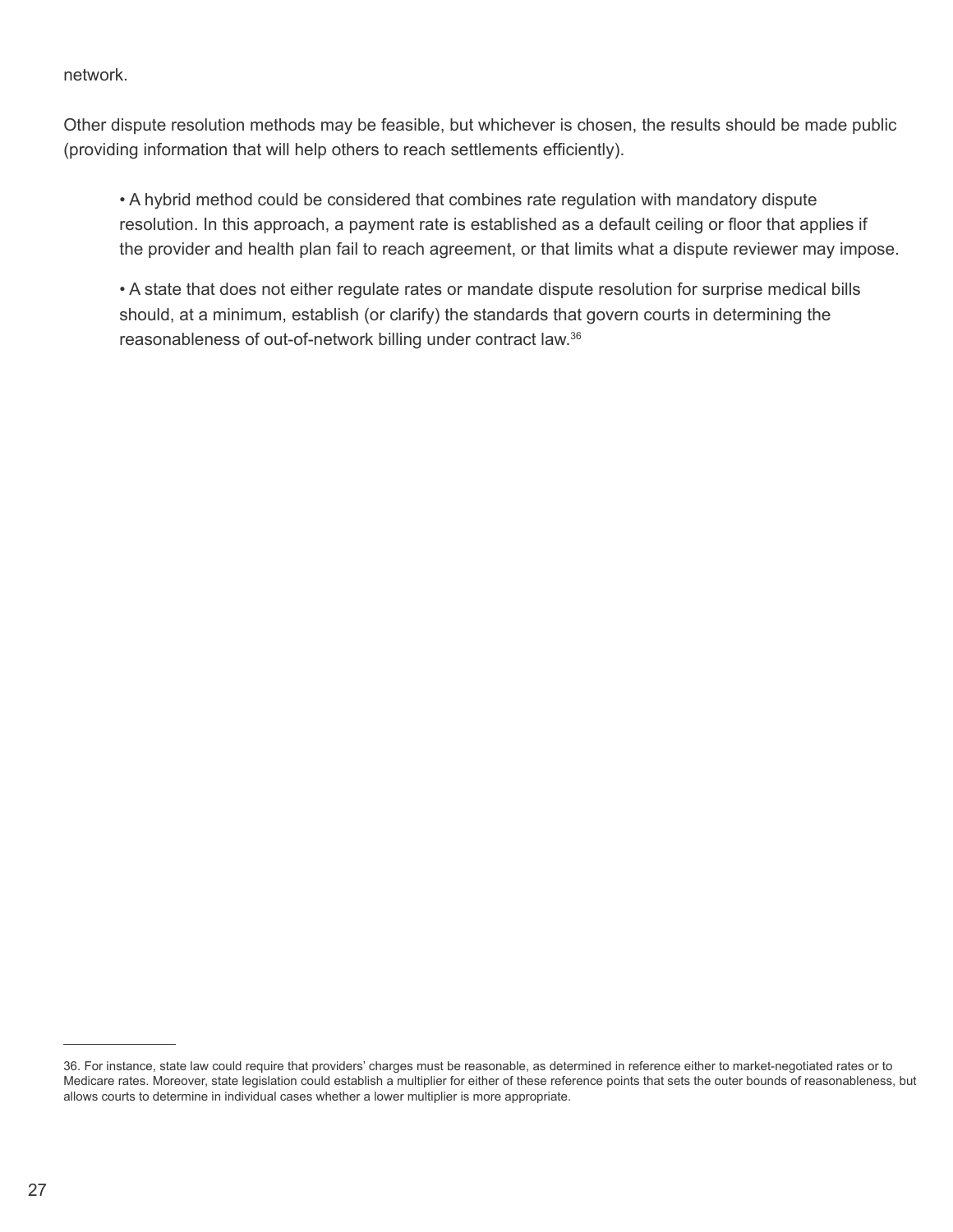network.

Other dispute resolution methods may be feasible, but whichever is chosen, the results should be made public (providing information that will help others to reach settlements efficiently).

- A hybrid method could be considered that combines rate regulation with mandatory dispute resolution. In this approach, a payment rate is established as a default ceiling or floor that applies if the provider and health plan fail to reach agreement, or that limits what a dispute reviewer may impose.

- A state that does not either regulate rates or mandate dispute resolution for surprise medical bills should, at a minimum, establish (or clarify) the standards that govern courts in determining the reasonableness of out-of-network billing under contract law.[36]

---

36. For instance, state law could require that providers' charges must be reasonable, as determined in reference either to market-negotiated rates or to Medicare rates. Moreover, state legislation could establish a multiplier for either of these reference points that sets the outer bounds of reasonableness, but allows courts to determine in individual cases whether a lower multiplier is more appropriate.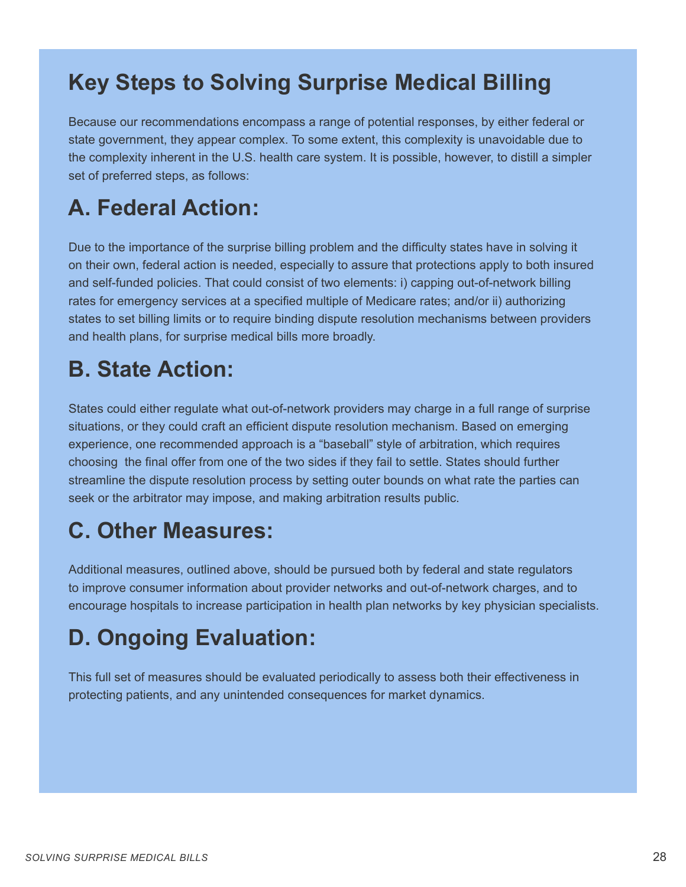## Key Steps to Solving Surprise Medical Billing

Because our recommendations encompass a range of potential responses, by either federal or state government, they appear complex. To some extent, this complexity is unavoidable due to the complexity inherent in the U.S. health care system. It is possible, however, to distill a simpler set of preferred steps, as follows:

## A. Federal Action:

Due to the importance of the surprise billing problem and the difficulty states have in solving it on their own, federal action is needed, especially to assure that protections apply to both insured and self-funded policies. That could consist of two elements: i) capping out-of-network billing rates for emergency services at a specified multiple of Medicare rates; and/or ii) authorizing states to set billing limits or to require binding dispute resolution mechanisms between providers and health plans, for surprise medical bills more broadly.

## B. State Action:

States could either regulate what out-of-network providers may charge in a full range of surprise situations, or they could craft an efficient dispute resolution mechanism. Based on emerging experience, one recommended approach is a "baseball" style of arbitration, which requires choosing the final offer from one of the two sides if they fail to settle. States should further streamline the dispute resolution process by setting outer bounds on what rate the parties can seek or the arbitrator may impose, and making arbitration results public.

## C. Other Measures:

Additional measures, outlined above, should be pursued both by federal and state regulators to improve consumer information about provider networks and out-of-network charges, and to encourage hospitals to increase participation in health plan networks by key physician specialists.

## D. Ongoing Evaluation:

This full set of measures should be evaluated periodically to assess both their effectiveness in protecting patients, and any unintended consequences for market dynamics.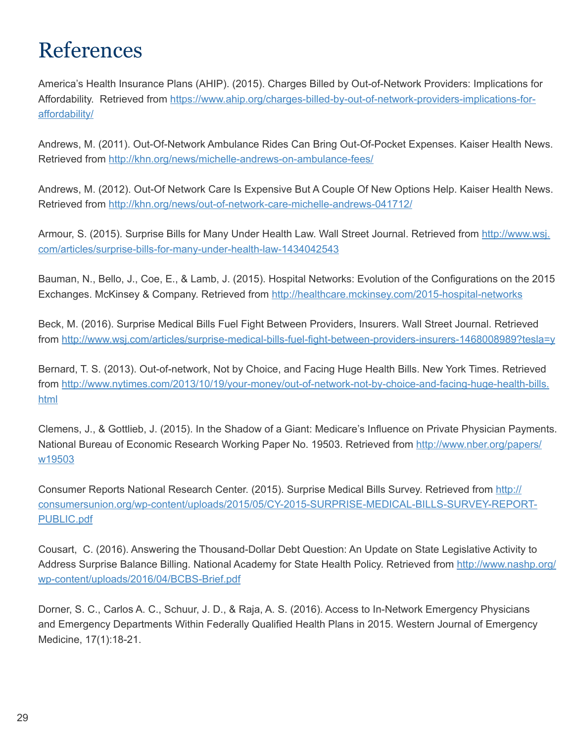# References

America's Health Insurance Plans (AHIP). (2015). Charges Billed by Out-of-Network Providers: Implications for Affordability. Retrieved from https://www.ahip.org/charges-billed-by-out-of-network-providers-implications-for-affordability/

Andrews, M. (2011). Out-Of-Network Ambulance Rides Can Bring Out-Of-Pocket Expenses. Kaiser Health News. Retrieved from http://khn.org/news/michelle-andrews-on-ambulance-fees/

Andrews, M. (2012). Out-Of Network Care Is Expensive But A Couple Of New Options Help. Kaiser Health News. Retrieved from http://khn.org/news/out-of-network-care-michelle-andrews-041712/

Armour, S. (2015). Surprise Bills for Many Under Health Law. Wall Street Journal. Retrieved from http://www.wsj.com/articles/surprise-bills-for-many-under-health-law-1434042543

Bauman, N., Bello, J., Coe, E., & Lamb, J. (2015). Hospital Networks: Evolution of the Configurations on the 2015 Exchanges. McKinsey & Company. Retrieved from http://healthcare.mckinsey.com/2015-hospital-networks

Beck, M. (2016). Surprise Medical Bills Fuel Fight Between Providers, Insurers. Wall Street Journal. Retrieved from http://www.wsj.com/articles/surprise-medical-bills-fuel-fight-between-providers-insurers-1468008989?tesla=y

Bernard, T. S. (2013). Out-of-network, Not by Choice, and Facing Huge Health Bills. New York Times. Retrieved from http://www.nytimes.com/2013/10/19/your-money/out-of-network-not-by-choice-and-facing-huge-health-bills.html

Clemens, J., & Gottlieb, J. (2015). In the Shadow of a Giant: Medicare's Influence on Private Physician Payments. National Bureau of Economic Research Working Paper No. 19503. Retrieved from http://www.nber.org/papers/w19503

Consumer Reports National Research Center. (2015). Surprise Medical Bills Survey. Retrieved from http://consumersunion.org/wp-content/uploads/2015/05/CY-2015-SURPRISE-MEDICAL-BILLS-SURVEY-REPORT-PUBLIC.pdf

Cousart, C. (2016). Answering the Thousand-Dollar Debt Question: An Update on State Legislative Activity to Address Surprise Balance Billing. National Academy for State Health Policy. Retrieved from http://www.nashp.org/wp-content/uploads/2016/04/BCBS-Brief.pdf

Dorner, S. C., Carlos A. C., Schuur, J. D., & Raja, A. S. (2016). Access to In-Network Emergency Physicians and Emergency Departments Within Federally Qualified Health Plans in 2015. Western Journal of Emergency Medicine, 17(1):18-21.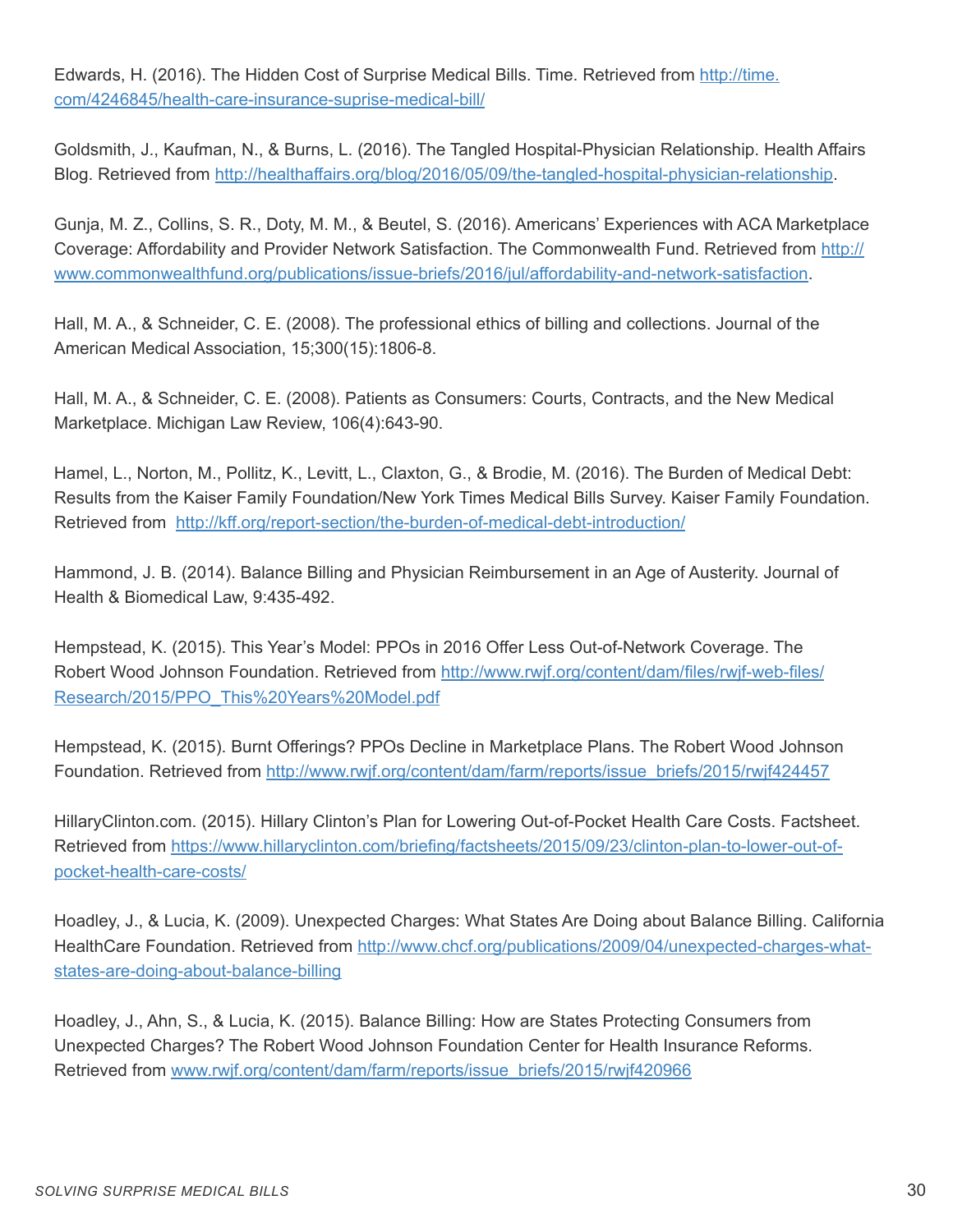Edwards, H. (2016). The Hidden Cost of Surprise Medical Bills. Time. Retrieved from http://time.com/4246845/health-care-insurance-suprise-medical-bill/

Goldsmith, J., Kaufman, N., & Burns, L. (2016). The Tangled Hospital-Physician Relationship. Health Affairs Blog. Retrieved from http://healthaffairs.org/blog/2016/05/09/the-tangled-hospital-physician-relationship.

Gunja, M. Z., Collins, S. R., Doty, M. M., & Beutel, S. (2016). Americans' Experiences with ACA Marketplace Coverage: Affordability and Provider Network Satisfaction. The Commonwealth Fund. Retrieved from http://www.commonwealthfund.org/publications/issue-briefs/2016/jul/affordability-and-network-satisfaction.

Hall, M. A., & Schneider, C. E. (2008). The professional ethics of billing and collections. Journal of the American Medical Association, 15;300(15):1806-8.

Hall, M. A., & Schneider, C. E. (2008). Patients as Consumers: Courts, Contracts, and the New Medical Marketplace. Michigan Law Review, 106(4):643-90.

Hamel, L., Norton, M., Pollitz, K., Levitt, L., Claxton, G., & Brodie, M. (2016). The Burden of Medical Debt: Results from the Kaiser Family Foundation/New York Times Medical Bills Survey. Kaiser Family Foundation. Retrieved from http://kff.org/report-section/the-burden-of-medical-debt-introduction/

Hammond, J. B. (2014). Balance Billing and Physician Reimbursement in an Age of Austerity. Journal of Health & Biomedical Law, 9:435-492.

Hempstead, K. (2015). This Year's Model: PPOs in 2016 Offer Less Out-of-Network Coverage. The Robert Wood Johnson Foundation. Retrieved from http://www.rwjf.org/content/dam/files/rwjf-web-files/Research/2015/PPO_This%20Years%20Model.pdf

Hempstead, K. (2015). Burnt Offerings? PPOs Decline in Marketplace Plans. The Robert Wood Johnson Foundation. Retrieved from http://www.rwjf.org/content/dam/farm/reports/issue_briefs/2015/rwjf424457

HillaryClinton.com. (2015). Hillary Clinton's Plan for Lowering Out-of-Pocket Health Care Costs. Factsheet. Retrieved from https://www.hillaryclinton.com/briefing/factsheets/2015/09/23/clinton-plan-to-lower-out-of-pocket-health-care-costs/

Hoadley, J., & Lucia, K. (2009). Unexpected Charges: What States Are Doing about Balance Billing. California HealthCare Foundation. Retrieved from http://www.chcf.org/publications/2009/04/unexpected-charges-what-states-are-doing-about-balance-billing

Hoadley, J., Ahn, S., & Lucia, K. (2015). Balance Billing: How are States Protecting Consumers from Unexpected Charges? The Robert Wood Johnson Foundation Center for Health Insurance Reforms. Retrieved from www.rwjf.org/content/dam/farm/reports/issue_briefs/2015/rwjf420966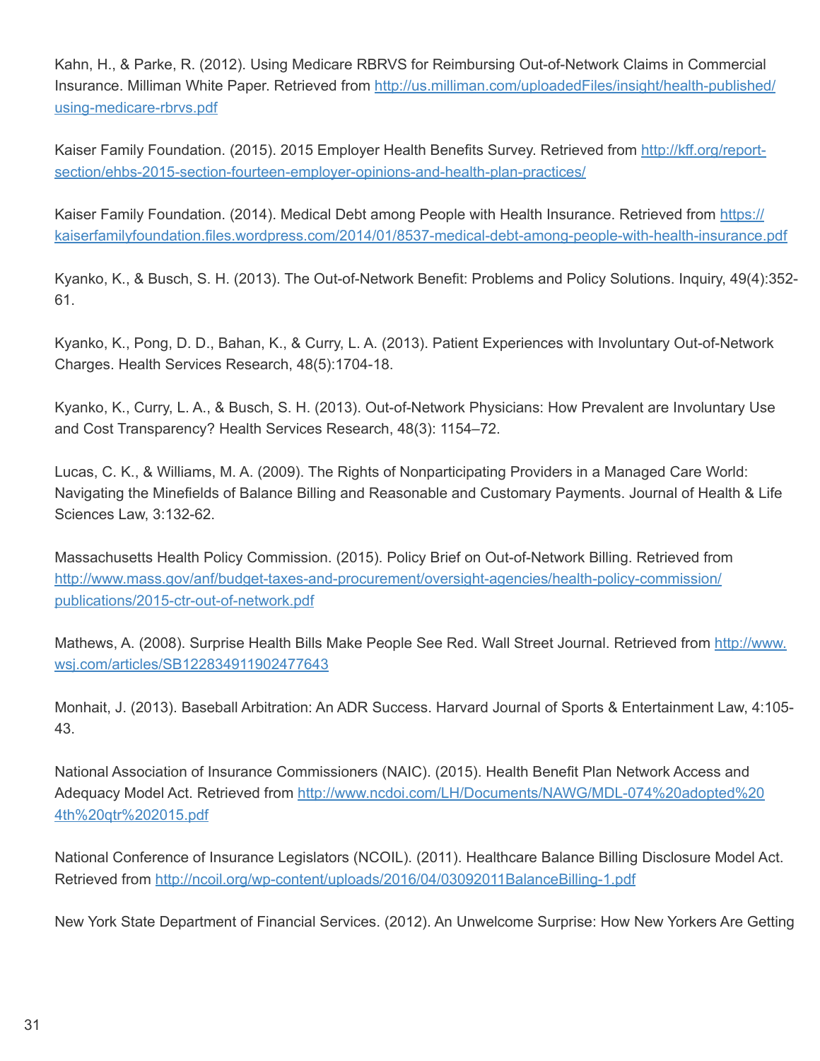Kahn, H., & Parke, R. (2012). Using Medicare RBRVS for Reimbursing Out-of-Network Claims in Commercial Insurance. Milliman White Paper. Retrieved from http://us.milliman.com/uploadedFiles/insight/health-published/using-medicare-rbrvs.pdf

Kaiser Family Foundation. (2015). 2015 Employer Health Benefits Survey. Retrieved from http://kff.org/report-section/ehbs-2015-section-fourteen-employer-opinions-and-health-plan-practices/

Kaiser Family Foundation. (2014). Medical Debt among People with Health Insurance. Retrieved from https://kaiserfamilyfoundation.files.wordpress.com/2014/01/8537-medical-debt-among-people-with-health-insurance.pdf

Kyanko, K., & Busch, S. H. (2013). The Out-of-Network Benefit: Problems and Policy Solutions. Inquiry, 49(4):352-61.

Kyanko, K., Pong, D. D., Bahan, K., & Curry, L. A. (2013). Patient Experiences with Involuntary Out-of-Network Charges. Health Services Research, 48(5):1704-18.

Kyanko, K., Curry, L. A., & Busch, S. H. (2013). Out-of-Network Physicians: How Prevalent are Involuntary Use and Cost Transparency? Health Services Research, 48(3): 1154–72.

Lucas, C. K., & Williams, M. A. (2009). The Rights of Nonparticipating Providers in a Managed Care World: Navigating the Minefields of Balance Billing and Reasonable and Customary Payments. Journal of Health & Life Sciences Law, 3:132-62.

Massachusetts Health Policy Commission. (2015). Policy Brief on Out-of-Network Billing. Retrieved from http://www.mass.gov/anf/budget-taxes-and-procurement/oversight-agencies/health-policy-commission/publications/2015-ctr-out-of-network.pdf

Mathews, A. (2008). Surprise Health Bills Make People See Red. Wall Street Journal. Retrieved from http://www.wsj.com/articles/SB122834911902477643

Monhait, J. (2013). Baseball Arbitration: An ADR Success. Harvard Journal of Sports & Entertainment Law, 4:105-43.

National Association of Insurance Commissioners (NAIC). (2015). Health Benefit Plan Network Access and Adequacy Model Act. Retrieved from http://www.ncdoi.com/LH/Documents/NAWG/MDL-074%20adopted%204th%20qtr%202015.pdf

National Conference of Insurance Legislators (NCOIL). (2011). Healthcare Balance Billing Disclosure Model Act. Retrieved from http://ncoil.org/wp-content/uploads/2016/04/03092011BalanceBilling-1.pdf

New York State Department of Financial Services. (2012). An Unwelcome Surprise: How New Yorkers Are Getting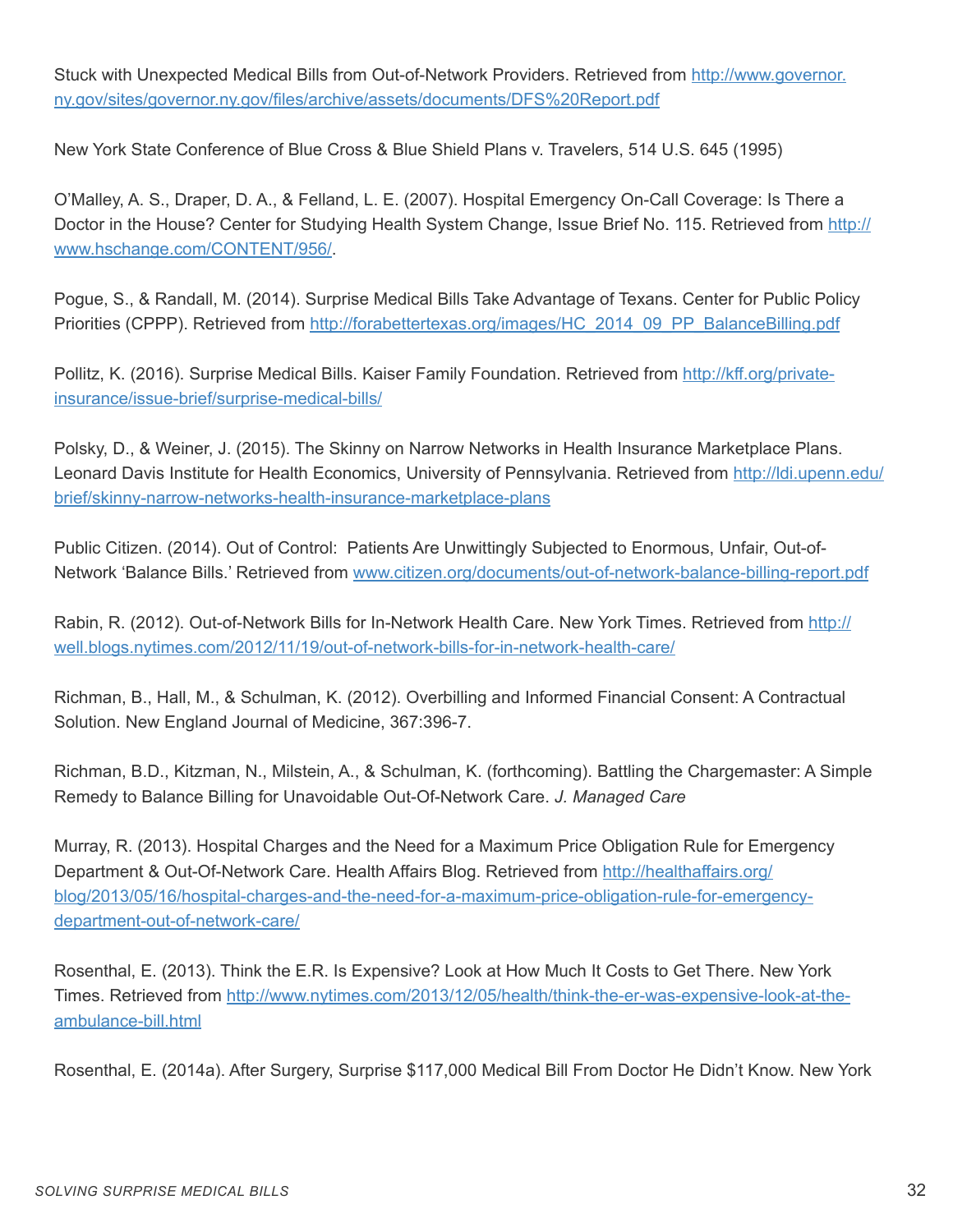Stuck with Unexpected Medical Bills from Out-of-Network Providers. Retrieved from http://www.governor.ny.gov/sites/governor.ny.gov/files/archive/assets/documents/DFS%20Report.pdf

New York State Conference of Blue Cross & Blue Shield Plans v. Travelers, 514 U.S. 645 (1995)

O'Malley, A. S., Draper, D. A., & Felland, L. E. (2007). Hospital Emergency On-Call Coverage: Is There a Doctor in the House? Center for Studying Health System Change, Issue Brief No. 115. Retrieved from http://www.hschange.com/CONTENT/956/.

Pogue, S., & Randall, M. (2014). Surprise Medical Bills Take Advantage of Texans. Center for Public Policy Priorities (CPPP). Retrieved from http://forabettertexas.org/images/HC_2014_09_PP_BalanceBilling.pdf

Pollitz, K. (2016). Surprise Medical Bills. Kaiser Family Foundation. Retrieved from http://kff.org/private-insurance/issue-brief/surprise-medical-bills/

Polsky, D., & Weiner, J. (2015). The Skinny on Narrow Networks in Health Insurance Marketplace Plans. Leonard Davis Institute for Health Economics, University of Pennsylvania. Retrieved from http://ldi.upenn.edu/brief/skinny-narrow-networks-health-insurance-marketplace-plans

Public Citizen. (2014). Out of Control: Patients Are Unwittingly Subjected to Enormous, Unfair, Out-of-Network 'Balance Bills.' Retrieved from www.citizen.org/documents/out-of-network-balance-billing-report.pdf

Rabin, R. (2012). Out-of-Network Bills for In-Network Health Care. New York Times. Retrieved from http://well.blogs.nytimes.com/2012/11/19/out-of-network-bills-for-in-network-health-care/

Richman, B., Hall, M., & Schulman, K. (2012). Overbilling and Informed Financial Consent: A Contractual Solution. New England Journal of Medicine, 367:396-7.

Richman, B.D., Kitzman, N., Milstein, A., & Schulman, K. (forthcoming). Battling the Chargemaster: A Simple Remedy to Balance Billing for Unavoidable Out-Of-Network Care. *J. Managed Care*

Murray, R. (2013). Hospital Charges and the Need for a Maximum Price Obligation Rule for Emergency Department & Out-Of-Network Care. Health Affairs Blog. Retrieved from http://healthaffairs.org/blog/2013/05/16/hospital-charges-and-the-need-for-a-maximum-price-obligation-rule-for-emergency-department-out-of-network-care/

Rosenthal, E. (2013). Think the E.R. Is Expensive? Look at How Much It Costs to Get There. New York Times. Retrieved from http://www.nytimes.com/2013/12/05/health/think-the-er-was-expensive-look-at-the-ambulance-bill.html

Rosenthal, E. (2014a). After Surgery, Surprise $117,000 Medical Bill From Doctor He Didn't Know. New York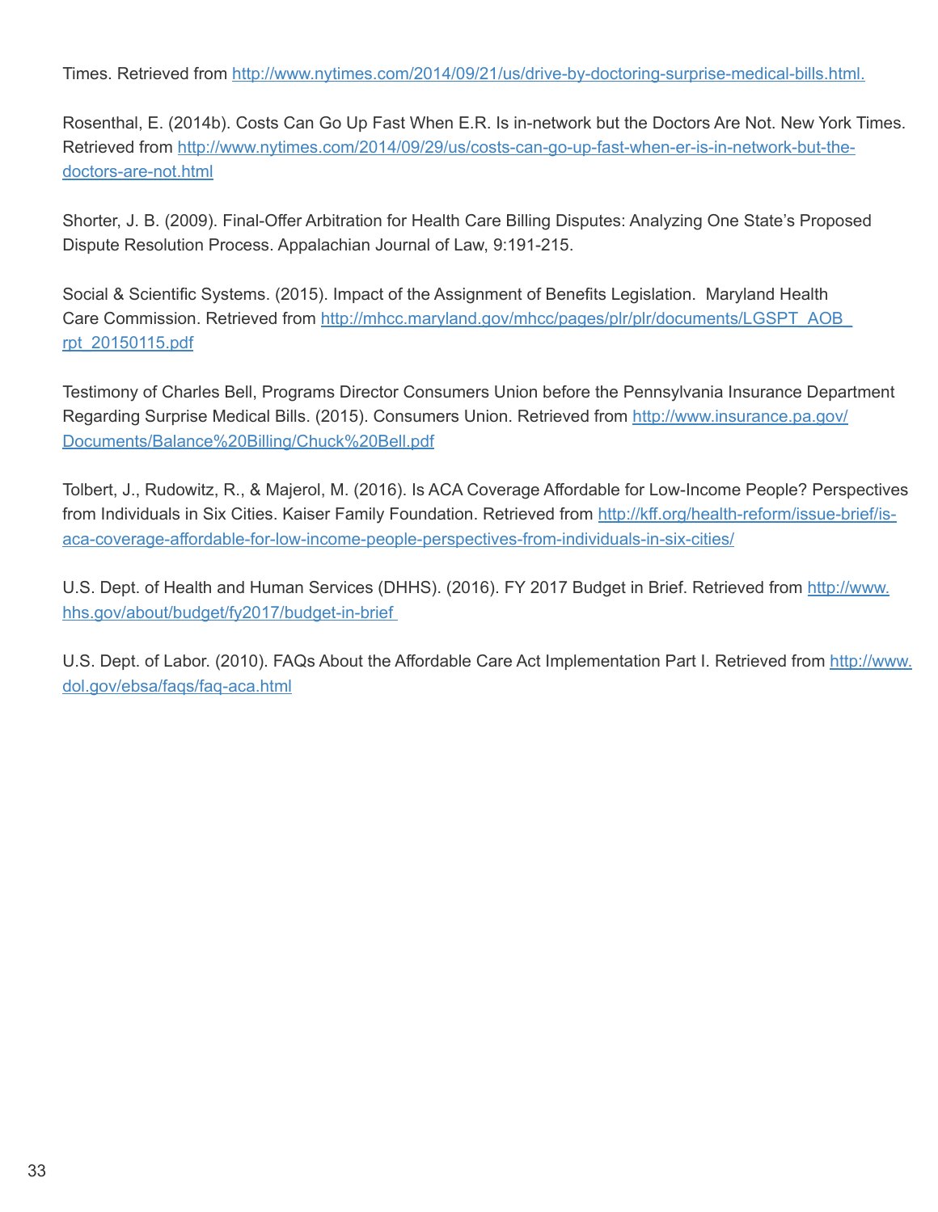Times. Retrieved from http://www.nytimes.com/2014/09/21/us/drive-by-doctoring-surprise-medical-bills.html.

Rosenthal, E. (2014b). Costs Can Go Up Fast When E.R. Is in-network but the Doctors Are Not. New York Times. Retrieved from http://www.nytimes.com/2014/09/29/us/costs-can-go-up-fast-when-er-is-in-network-but-the-doctors-are-not.html

Shorter, J. B. (2009). Final-Offer Arbitration for Health Care Billing Disputes: Analyzing One State's Proposed Dispute Resolution Process. Appalachian Journal of Law, 9:191-215.

Social & Scientific Systems. (2015). Impact of the Assignment of Benefits Legislation. Maryland Health Care Commission. Retrieved from http://mhcc.maryland.gov/mhcc/pages/plr/plr/documents/LGSPT_AOB_rpt_20150115.pdf

Testimony of Charles Bell, Programs Director Consumers Union before the Pennsylvania Insurance Department Regarding Surprise Medical Bills. (2015). Consumers Union. Retrieved from http://www.insurance.pa.gov/Documents/Balance%20Billing/Chuck%20Bell.pdf

Tolbert, J., Rudowitz, R., & Majerol, M. (2016). Is ACA Coverage Affordable for Low-Income People? Perspectives from Individuals in Six Cities. Kaiser Family Foundation. Retrieved from http://kff.org/health-reform/issue-brief/is-aca-coverage-affordable-for-low-income-people-perspectives-from-individuals-in-six-cities/

U.S. Dept. of Health and Human Services (DHHS). (2016). FY 2017 Budget in Brief. Retrieved from http://www.hhs.gov/about/budget/fy2017/budget-in-brief

U.S. Dept. of Labor. (2010). FAQs About the Affordable Care Act Implementation Part I. Retrieved from http://www.dol.gov/ebsa/faqs/faq-aca.html